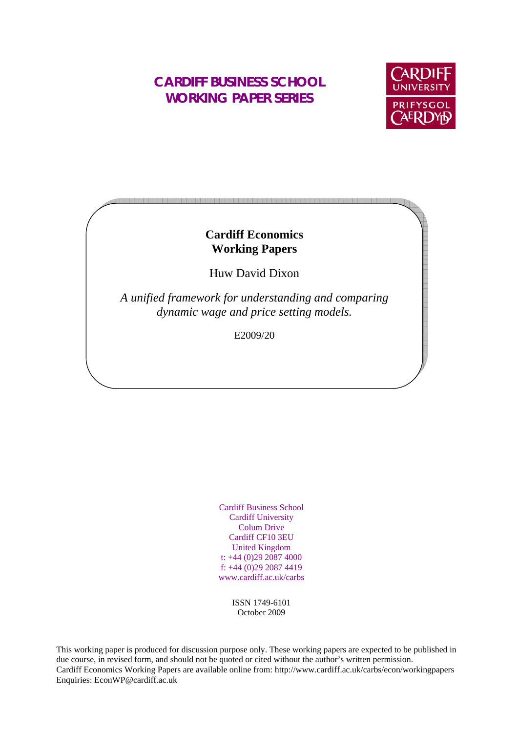# CARDIFF BUSINESS SCHOOL WORKING PAPER SERIES

CARDIFF UNIVERSITY

PRIFYSGOL CAERDYDD

**Cardiff Economics Working Papers**

Huw David Dixon

*A unified framework for understanding and comparing dynamic wage and price setting models.*

E2009/20

Cardiff Business School
Cardiff University
Colum Drive
Cardiff CF10 3EU
United Kingdom
t: +44 (0)29 2087 4000
f: +44 (0)29 2087 4419
www.cardiff.ac.uk/carbs

ISSN 1749-6101
October 2009

This working paper is produced for discussion purpose only. These working papers are expected to be published in due course, in revised form, and should not be quoted or cited without the author's written permission.
Cardiff Economics Working Papers are available online from: http://www.cardiff.ac.uk/carbs/econ/workingpapers
Enquiries: EconWP@cardiff.ac.uk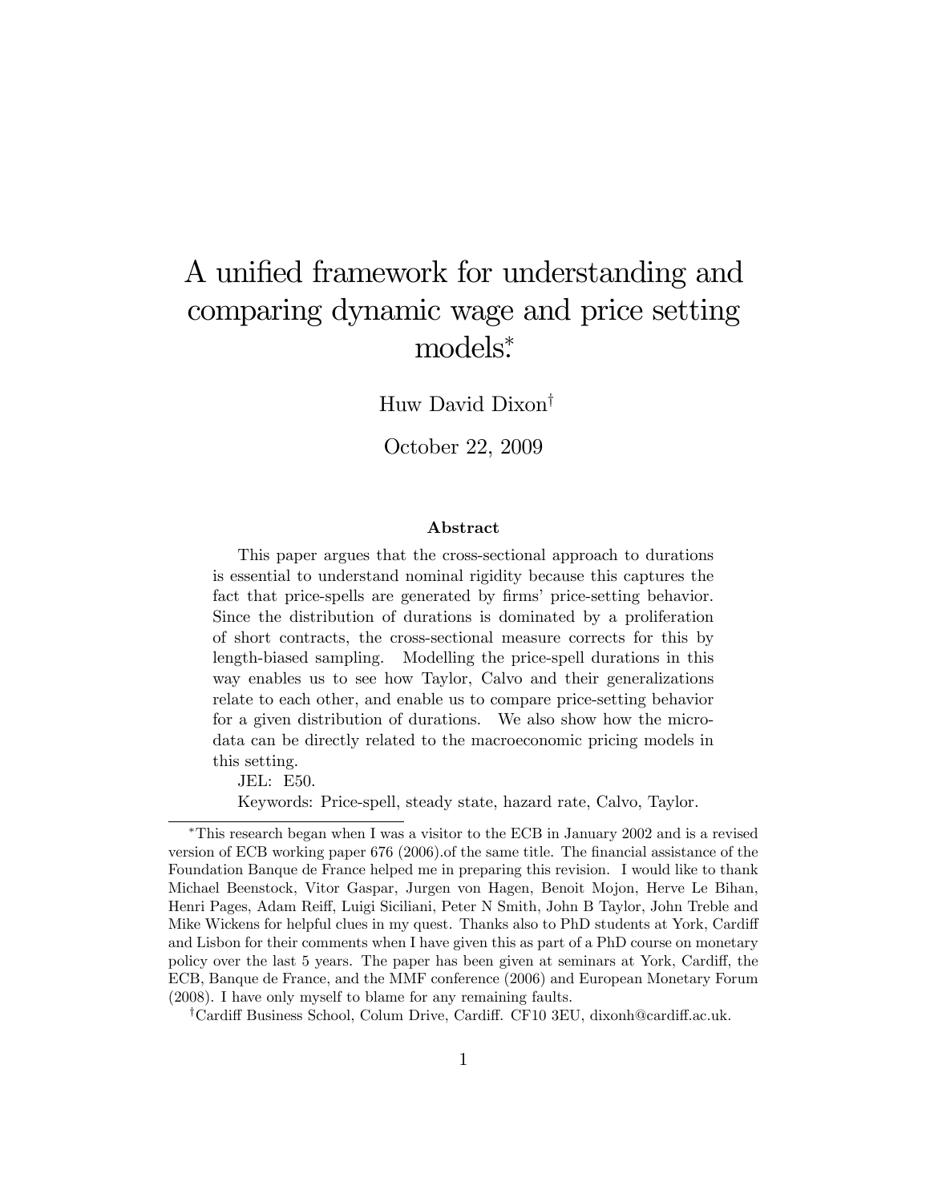# A unified framework for understanding and comparing dynamic wage and price setting models.*

Huw David Dixon[†]

October 22, 2009

**Abstract**

This paper argues that the cross-sectional approach to durations is essential to understand nominal rigidity because this captures the fact that price-spells are generated by firms' price-setting behavior. Since the distribution of durations is dominated by a proliferation of short contracts, the cross-sectional measure corrects for this by length-biased sampling. Modelling the price-spell durations in this way enables us to see how Taylor, Calvo and their generalizations relate to each other, and enable us to compare price-setting behavior for a given distribution of durations. We also show how the micro-data can be directly related to the macroeconomic pricing models in this setting.

JEL: E50.

Keywords: Price-spell, steady state, hazard rate, Calvo, Taylor.

---

*This research began when I was a visitor to the ECB in January 2002 and is a revised version of ECB working paper 676 (2006).of the same title. The financial assistance of the Foundation Banque de France helped me in preparing this revision. I would like to thank Michael Beenstock, Vitor Gaspar, Jurgen von Hagen, Benoit Mojon, Herve Le Bihan, Henri Pages, Adam Reiff, Luigi Siciliani, Peter N Smith, John B Taylor, John Treble and Mike Wickens for helpful clues in my quest. Thanks also to PhD students at York, Cardiff and Lisbon for their comments when I have given this as part of a PhD course on monetary policy over the last 5 years. The paper has been given at seminars at York, Cardiff, the ECB, Banque de France, and the MMF conference (2006) and European Monetary Forum (2008). I have only myself to blame for any remaining faults.

[†]Cardiff Business School, Colum Drive, Cardiff. CF10 3EU, dixonh@cardiff.ac.uk.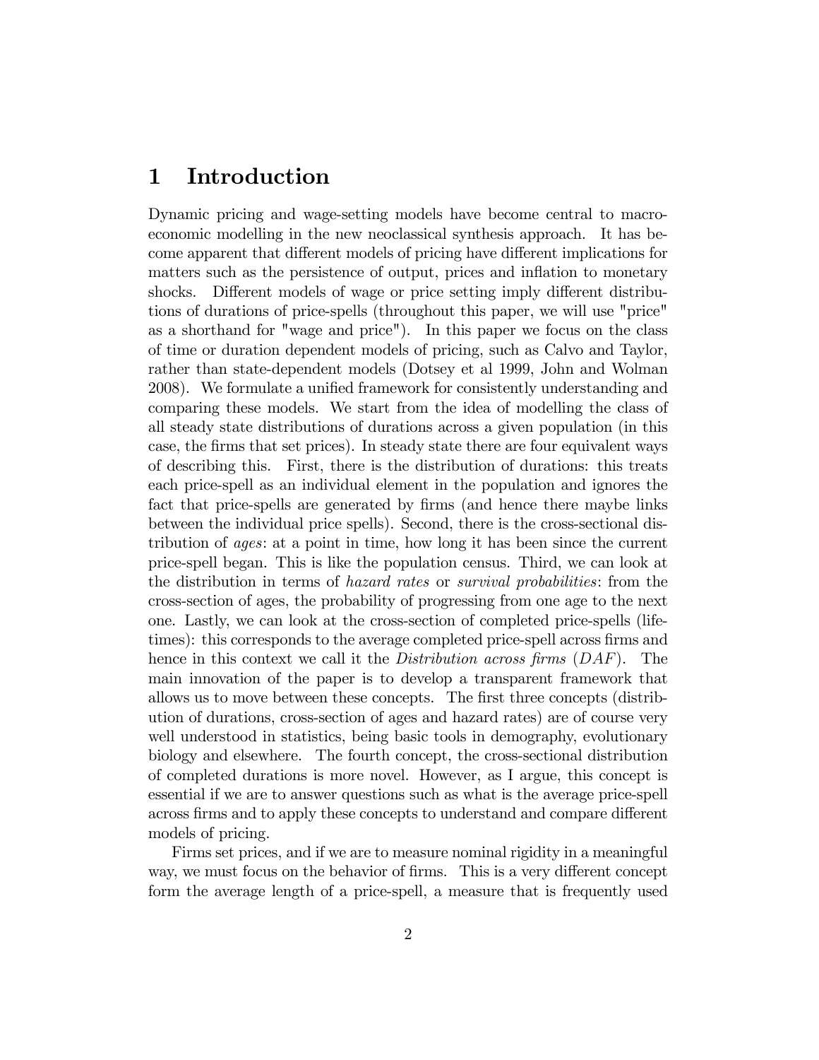# 1 Introduction

Dynamic pricing and wage-setting models have become central to macroeconomic modelling in the new neoclassical synthesis approach. It has become apparent that different models of pricing have different implications for matters such as the persistence of output, prices and inflation to monetary shocks. Different models of wage or price setting imply different distributions of durations of price-spells (throughout this paper, we will use "price" as a shorthand for "wage and price"). In this paper we focus on the class of time or duration dependent models of pricing, such as Calvo and Taylor, rather than state-dependent models (Dotsey et al 1999, John and Wolman 2008). We formulate a unified framework for consistently understanding and comparing these models. We start from the idea of modelling the class of all steady state distributions of durations across a given population (in this case, the firms that set prices). In steady state there are four equivalent ways of describing this. First, there is the distribution of durations: this treats each price-spell as an individual element in the population and ignores the fact that price-spells are generated by firms (and hence there maybe links between the individual price spells). Second, there is the cross-sectional distribution of *ages*: at a point in time, how long it has been since the current price-spell began. This is like the population census. Third, we can look at the distribution in terms of *hazard rates* or *survival probabilities*: from the cross-section of ages, the probability of progressing from one age to the next one. Lastly, we can look at the cross-section of completed price-spells (lifetimes): this corresponds to the average completed price-spell across firms and hence in this context we call it the *Distribution across firms* ($DAF$). The main innovation of the paper is to develop a transparent framework that allows us to move between these concepts. The first three concepts (distribution of durations, cross-section of ages and hazard rates) are of course very well understood in statistics, being basic tools in demography, evolutionary biology and elsewhere. The fourth concept, the cross-sectional distribution of completed durations is more novel. However, as I argue, this concept is essential if we are to answer questions such as what is the average price-spell across firms and to apply these concepts to understand and compare different models of pricing.

Firms set prices, and if we are to measure nominal rigidity in a meaningful way, we must focus on the behavior of firms. This is a very different concept form the average length of a price-spell, a measure that is frequently used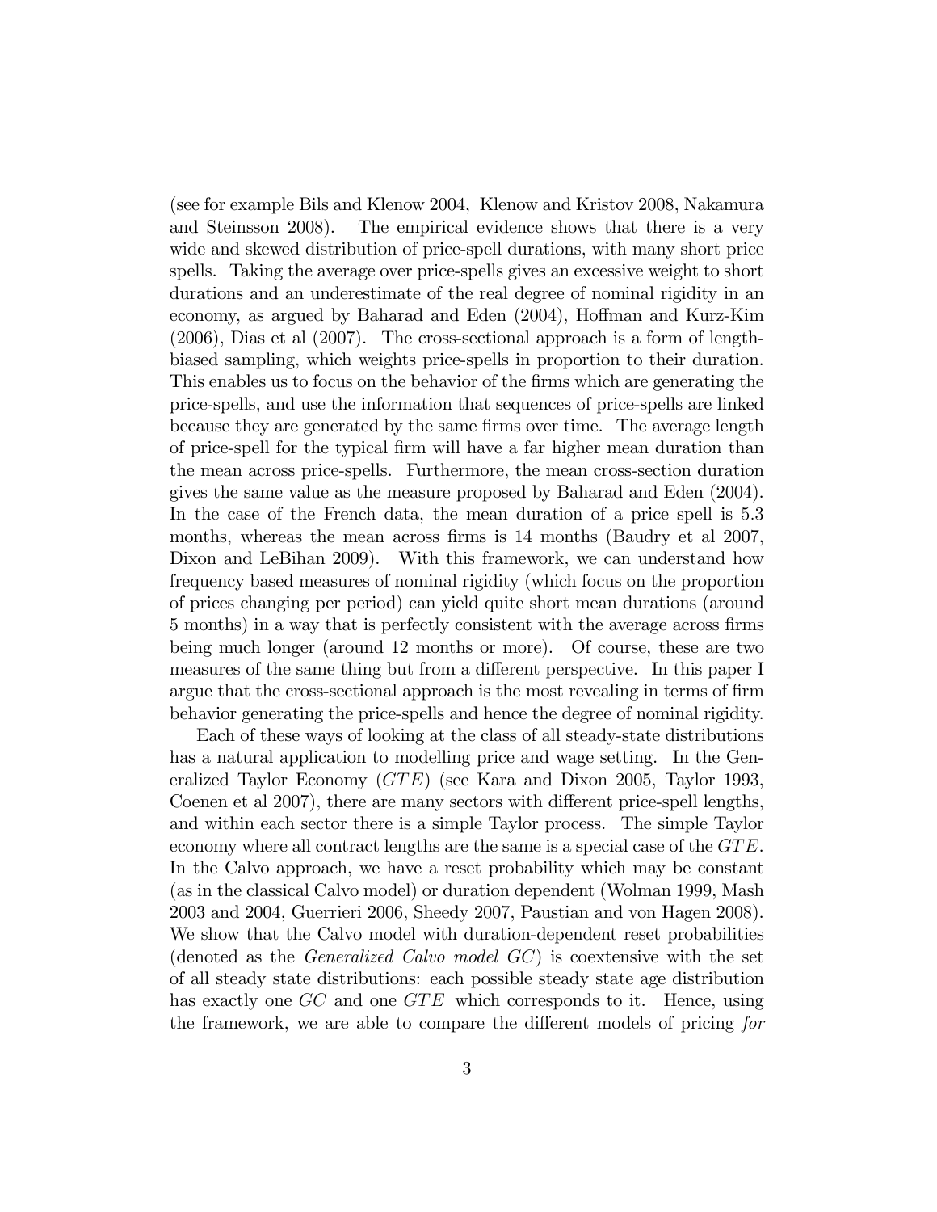(see for example Bils and Klenow 2004, Klenow and Kristov 2008, Nakamura and Steinsson 2008). The empirical evidence shows that there is a very wide and skewed distribution of price-spell durations, with many short price spells. Taking the average over price-spells gives an excessive weight to short durations and an underestimate of the real degree of nominal rigidity in an economy, as argued by Baharad and Eden (2004), Hoffman and Kurz-Kim (2006), Dias et al (2007). The cross-sectional approach is a form of length-biased sampling, which weights price-spells in proportion to their duration. This enables us to focus on the behavior of the firms which are generating the price-spells, and use the information that sequences of price-spells are linked because they are generated by the same firms over time. The average length of price-spell for the typical firm will have a far higher mean duration than the mean across price-spells. Furthermore, the mean cross-section duration gives the same value as the measure proposed by Baharad and Eden (2004). In the case of the French data, the mean duration of a price spell is 5.3 months, whereas the mean across firms is 14 months (Baudry et al 2007, Dixon and LeBihan 2009). With this framework, we can understand how frequency based measures of nominal rigidity (which focus on the proportion of prices changing per period) can yield quite short mean durations (around 5 months) in a way that is perfectly consistent with the average across firms being much longer (around 12 months or more). Of course, these are two measures of the same thing but from a different perspective. In this paper I argue that the cross-sectional approach is the most revealing in terms of firm behavior generating the price-spells and hence the degree of nominal rigidity.

Each of these ways of looking at the class of all steady-state distributions has a natural application to modelling price and wage setting. In the Generalized Taylor Economy ($GTE$) (see Kara and Dixon 2005, Taylor 1993, Coenen et al 2007), there are many sectors with different price-spell lengths, and within each sector there is a simple Taylor process. The simple Taylor economy where all contract lengths are the same is a special case of the $GTE$. In the Calvo approach, we have a reset probability which may be constant (as in the classical Calvo model) or duration dependent (Wolman 1999, Mash 2003 and 2004, Guerrieri 2006, Sheedy 2007, Paustian and von Hagen 2008). We show that the Calvo model with duration-dependent reset probabilities (denoted as the *Generalized Calvo model $GC$*) is coextensive with the set of all steady state distributions: each possible steady state age distribution has exactly one $GC$ and one $GTE$ which corresponds to it. Hence, using the framework, we are able to compare the different models of pricing *for*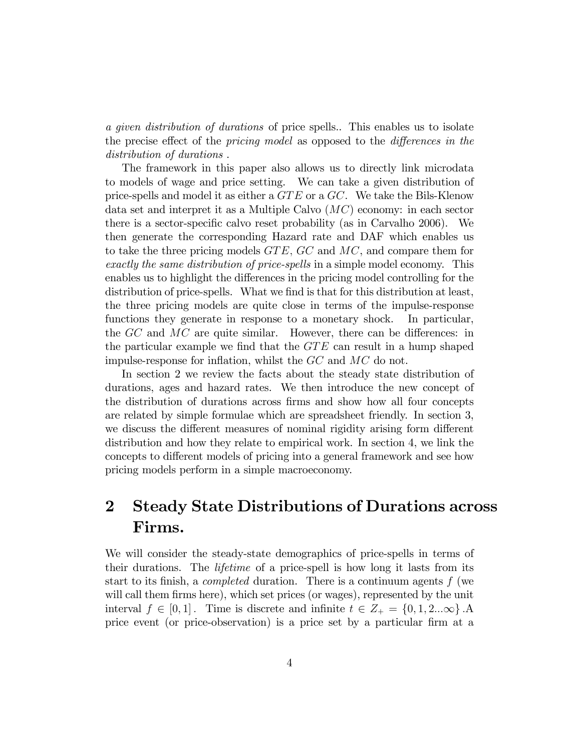*a given distribution of durations* of price spells.. This enables us to isolate the precise effect of the *pricing model* as opposed to the *differences in the distribution of durations* .

The framework in this paper also allows us to directly link microdata to models of wage and price setting. We can take a given distribution of price-spells and model it as either a $GTE$ or a $GC$. We take the Bils-Klenow data set and interpret it as a Multiple Calvo ($MC$) economy: in each sector there is a sector-specific calvo reset probability (as in Carvalho 2006). We then generate the corresponding Hazard rate and DAF which enables us to take the three pricing models $GTE$, $GC$ and $MC$, and compare them for *exactly the same distribution of price-spells* in a simple model economy. This enables us to highlight the differences in the pricing model controlling for the distribution of price-spells. What we find is that for this distribution at least, the three pricing models are quite close in terms of the impulse-response functions they generate in response to a monetary shock. In particular, the $GC$ and $MC$ are quite similar. However, there can be differences: in the particular example we find that the $GTE$ can result in a hump shaped impulse-response for inflation, whilst the $GC$ and $MC$ do not.

In section 2 we review the facts about the steady state distribution of durations, ages and hazard rates. We then introduce the new concept of the distribution of durations across firms and show how all four concepts are related by simple formulae which are spreadsheet friendly. In section 3, we discuss the different measures of nominal rigidity arising form different distribution and how they relate to empirical work. In section 4, we link the concepts to different models of pricing into a general framework and see how pricing models perform in a simple macroeconomy.

## 2 Steady State Distributions of Durations across Firms.

We will consider the steady-state demographics of price-spells in terms of their durations. The *lifetime* of a price-spell is how long it lasts from its start to its finish, a *completed* duration. There is a continuum agents $f$ (we will call them firms here), which set prices (or wages), represented by the unit interval $f \in [0, 1]$. Time is discrete and infinite $t \in Z_+ = \{0, 1, 2...\infty\}$ .A price event (or price-observation) is a price set by a particular firm at a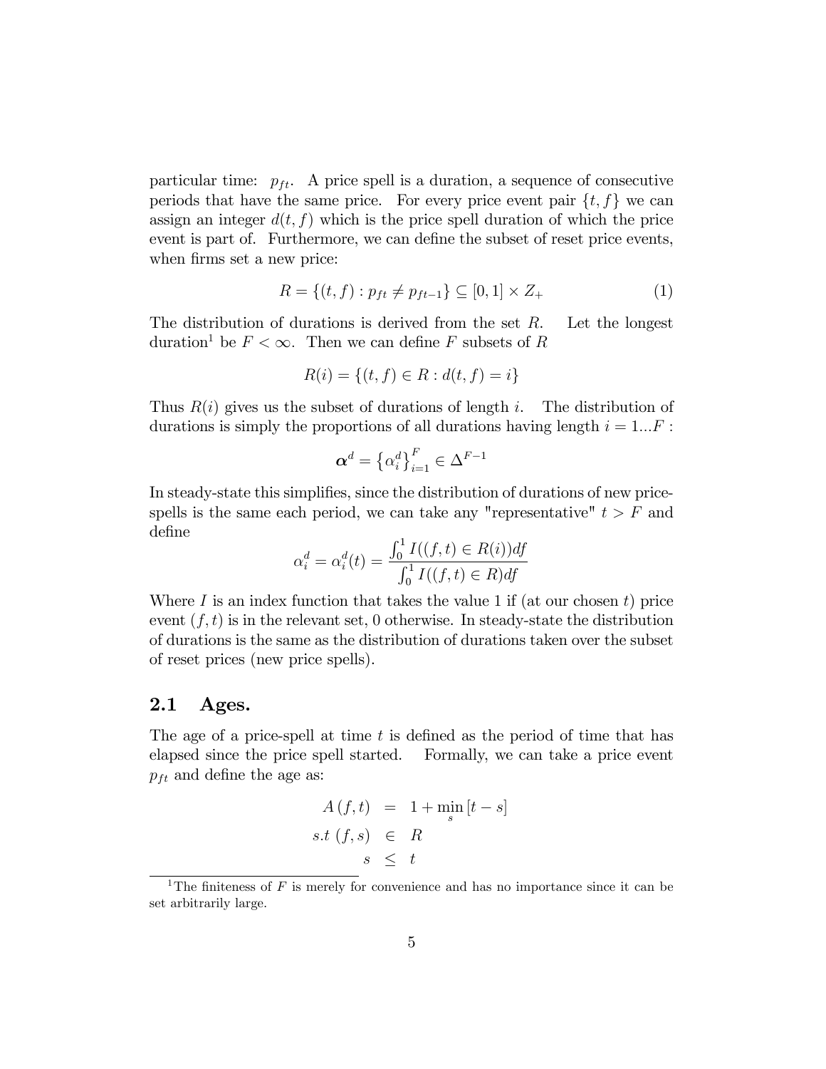particular time: $p_{ft}$. A price spell is a duration, a sequence of consecutive periods that have the same price. For every price event pair $\{t, f\}$ we can assign an integer $d(t, f)$ which is the price spell duration of which the price event is part of. Furthermore, we can define the subset of reset price events, when firms set a new price:

$$R = \{(t, f) : p_{ft} \neq p_{ft-1}\} \subseteq [0, 1] \times Z_{+} \tag{1}$$

The distribution of durations is derived from the set $R$. Let the longest duration[1] be $F < \infty$. Then we can define $F$ subsets of $R$

$$R(i) = \{(t, f) \in R : d(t, f) = i\}$$

Thus $R(i)$ gives us the subset of durations of length $i$. The distribution of durations is simply the proportions of all durations having length $i = 1...F$ :

$$\boldsymbol{\alpha}^{d} = \left\{\alpha_{i}^{d}\right\}_{i=1}^{F} \in \Delta^{F-1}$$

In steady-state this simplifies, since the distribution of durations of new price-spells is the same each period, we can take any "representative" $t > F$ and define

$$\alpha_{i}^{d} = \alpha_{i}^{d}(t) = \frac{\int_{0}^{1} I((f, t) \in R(i))df}{\int_{0}^{1} I((f, t) \in R)df}$$

Where $I$ is an index function that takes the value 1 if (at our chosen $t$) price event $(f, t)$ is in the relevant set, 0 otherwise. In steady-state the distribution of durations is the same as the distribution of durations taken over the subset of reset prices (new price spells).

## 2.1 Ages.

The age of a price-spell at time $t$ is defined as the period of time that has elapsed since the price spell started. Formally, we can take a price event $p_{ft}$ and define the age as:

$$\begin{aligned} A(f, t) &= 1 + \min_{s} [t - s] \\ s.t \ (f, s) &\in R \\ s &\leq t \end{aligned}$$

[1] The finiteness of $F$ is merely for convenience and has no importance since it can be set arbitrarily large.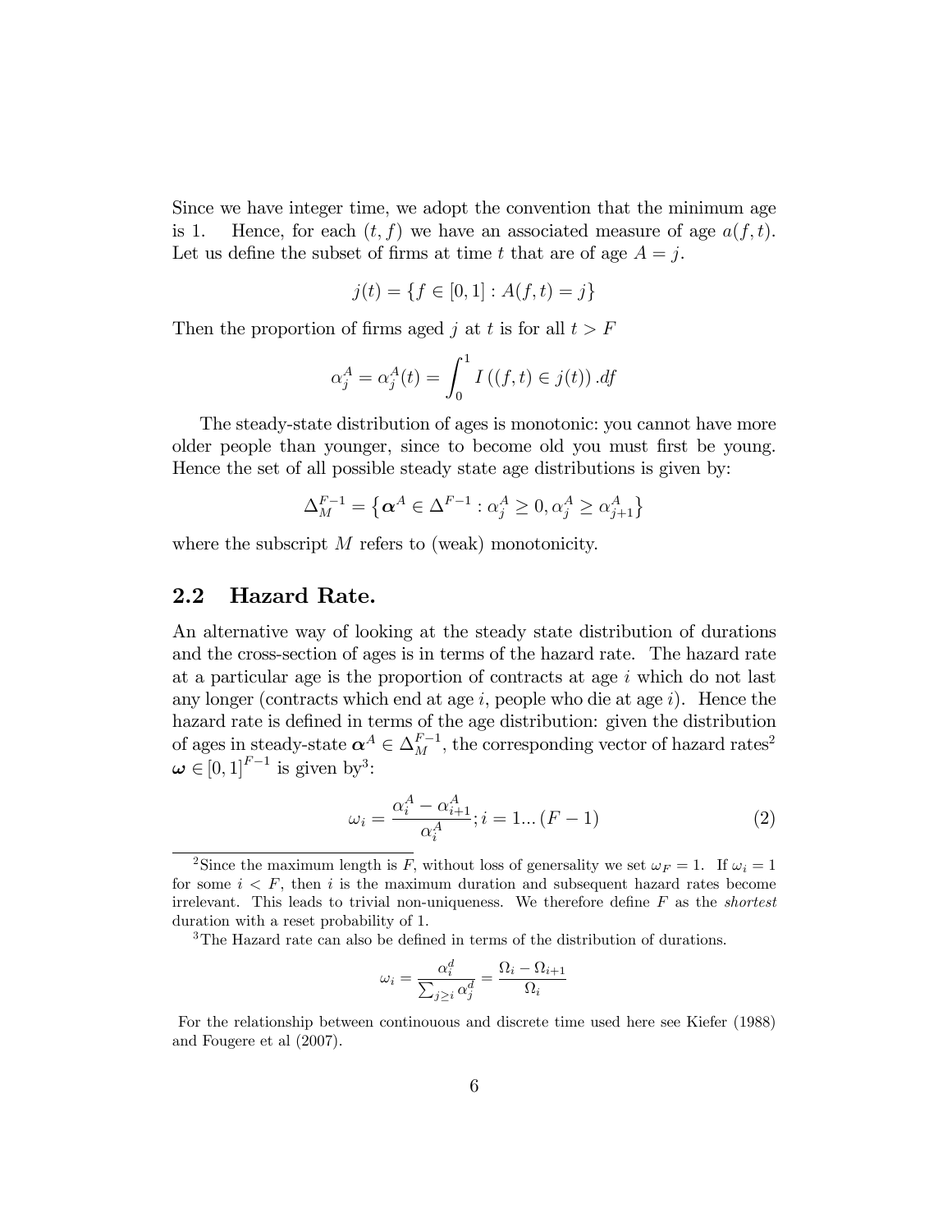Since we have integer time, we adopt the convention that the minimum age is 1. Hence, for each $(t, f)$ we have an associated measure of age $a(f, t)$. Let us define the subset of firms at time $t$ that are of age $A = j$.

$$j(t) = \{f \in [0, 1] : A(f, t) = j\}$$

Then the proportion of firms aged $j$ at $t$ is for all $t > F$

$$\alpha_j^A = \alpha_j^A(t) = \int_0^1 I\left((f, t) \in j(t)\right).df$$

The steady-state distribution of ages is monotonic: you cannot have more older people than younger, since to become old you must first be young. Hence the set of all possible steady state age distributions is given by:

$$\Delta_M^{F-1} = \left\{\boldsymbol{\alpha}^A \in \Delta^{F-1} : \alpha_j^A \geq 0, \alpha_j^A \geq \alpha_{j+1}^A\right\}$$

where the subscript $M$ refers to (weak) monotonicity.

## 2.2 Hazard Rate.

An alternative way of looking at the steady state distribution of durations and the cross-section of ages is in terms of the hazard rate. The hazard rate at a particular age is the proportion of contracts at age $i$ which do not last any longer (contracts which end at age $i$, people who die at age $i$). Hence the hazard rate is defined in terms of the age distribution: given the distribution of ages in steady-state $\boldsymbol{\alpha}^A \in \Delta_M^{F-1}$, the corresponding vector of hazard rates[2] $\boldsymbol{\omega} \in [0, 1]^{F-1}$ is given by[3]:

$$\omega_i = \frac{\alpha_i^A - \alpha_{i+1}^A}{\alpha_i^A}; i = 1...(F-1) \tag{2}$$

[2] Since the maximum length is $F$, without loss of genersality we set $\omega_F = 1$. If $\omega_i = 1$ for some $i < F$, then $i$ is the maximum duration and subsequent hazard rates become irrelevant. This leads to trivial non-uniqueness. We therefore define $F$ as the *shortest* duration with a reset probability of 1.

[3] The Hazard rate can also be defined in terms of the distribution of durations.

$$\omega_i = \frac{\alpha_i^d}{\sum_{j \geq i} \alpha_j^d} = \frac{\Omega_i - \Omega_{i+1}}{\Omega_i}$$

For the relationship between continouous and discrete time used here see Kiefer (1988) and Fougere et al (2007).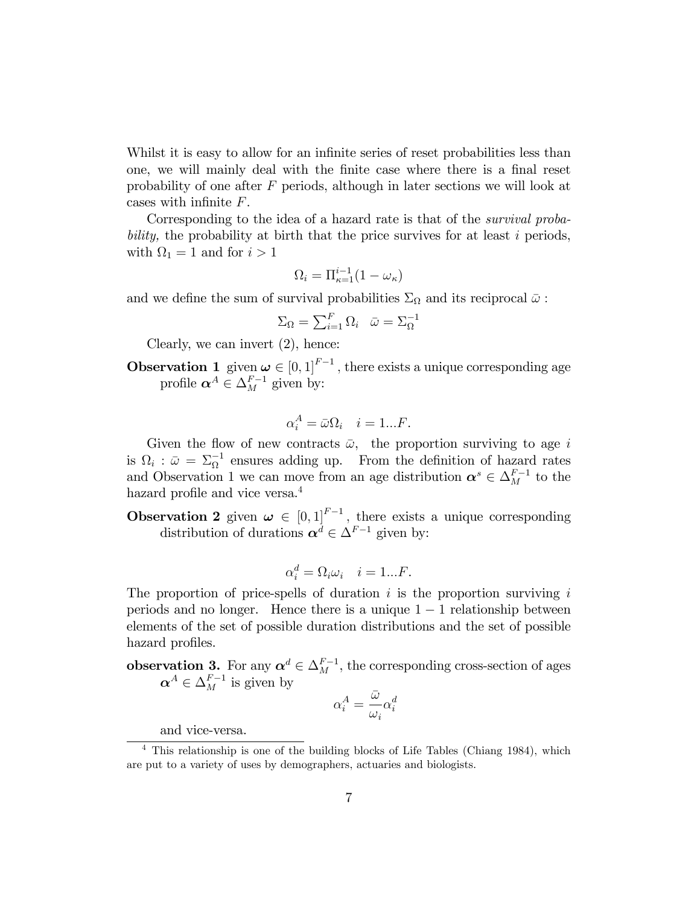Whilst it is easy to allow for an infinite series of reset probabilities less than one, we will mainly deal with the finite case where there is a final reset probability of one after $F$ periods, although in later sections we will look at cases with infinite $F$.

Corresponding to the idea of a hazard rate is that of the *survival probability,* the probability at birth that the price survives for at least $i$ periods, with $\Omega_1 = 1$ and for $i > 1$

$$\Omega_i = \Pi_{\kappa=1}^{i-1}(1 - \omega_\kappa)$$

and we define the sum of survival probabilities $\Sigma_\Omega$ and its reciprocal $\bar{\omega}$ :

$$\Sigma_\Omega = \sum_{i=1}^{F} \Omega_i \quad \bar{\omega} = \Sigma_\Omega^{-1}$$

Clearly, we can invert (2), hence:

**Observation 1** given $\boldsymbol{\omega} \in [0,1]^{F-1}$ , there exists a unique corresponding age profile $\boldsymbol{\alpha}^A \in \Delta_M^{F-1}$ given by:

$$\alpha_i^A = \bar{\omega}\Omega_i \quad i = 1...F.$$

Given the flow of new contracts $\bar{\omega}$, the proportion surviving to age $i$ is $\Omega_i$ : $\bar{\omega} = \Sigma_\Omega^{-1}$ ensures adding up. From the definition of hazard rates and Observation 1 we can move from an age distribution $\boldsymbol{\alpha}^s \in \Delta_M^{F-1}$ to the hazard profile and vice versa.[4]

**Observation 2** given $\boldsymbol{\omega} \in [0,1]^{F-1}$, there exists a unique corresponding distribution of durations $\boldsymbol{\alpha}^d \in \Delta^{F-1}$ given by:

$$\alpha_i^d = \Omega_i \omega_i \quad i = 1...F.$$

The proportion of price-spells of duration $i$ is the proportion surviving $i$ periods and no longer. Hence there is a unique $1-1$ relationship between elements of the set of possible duration distributions and the set of possible hazard profiles.

**observation 3.** For any $\boldsymbol{\alpha}^d \in \Delta_M^{F-1}$, the corresponding cross-section of ages $\boldsymbol{\alpha}^A \in \Delta_M^{F-1}$ is given by

$$\alpha_i^A = \frac{\bar{\omega}}{\omega_i}\alpha_i^d$$

and vice-versa.

[4] This relationship is one of the building blocks of Life Tables (Chiang 1984), which are put to a variety of uses by demographers, actuaries and biologists.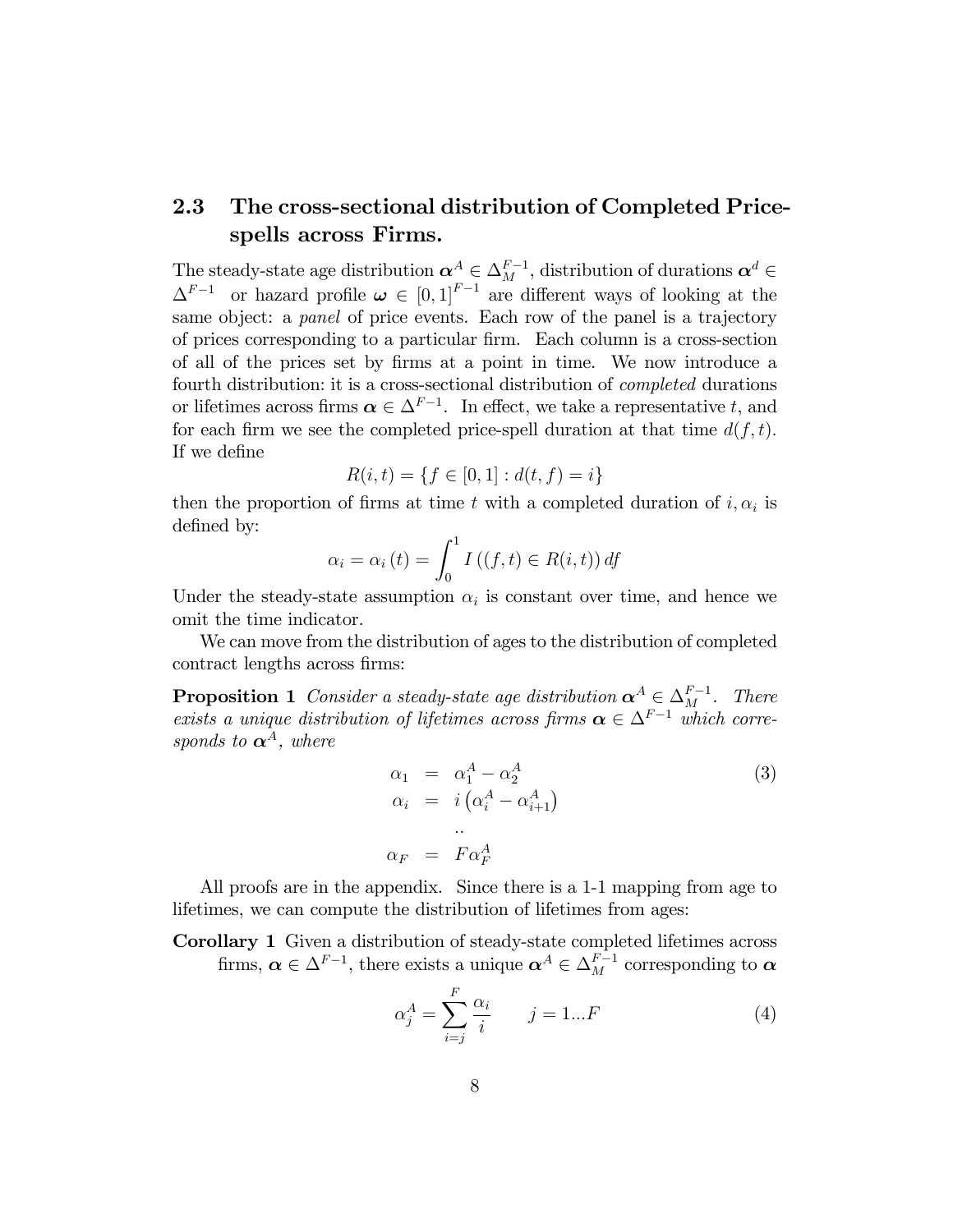## 2.3 The cross-sectional distribution of Completed Price-spells across Firms.

The steady-state age distribution $\boldsymbol{\alpha}^A \in \Delta_M^{F-1}$, distribution of durations $\boldsymbol{\alpha}^d \in \Delta^{F-1}$ or hazard profile $\boldsymbol{\omega} \in [0,1]^{F-1}$ are different ways of looking at the same object: a *panel* of price events. Each row of the panel is a trajectory of prices corresponding to a particular firm. Each column is a cross-section of all of the prices set by firms at a point in time. We now introduce a fourth distribution: it is a cross-sectional distribution of *completed* durations or lifetimes across firms $\boldsymbol{\alpha} \in \Delta^{F-1}$. In effect, we take a representative $t$, and for each firm we see the completed price-spell duration at that time $d(f,t)$. If we define

$$R(i,t) = \{f \in [0,1] : d(t,f) = i\}$$

then the proportion of firms at time $t$ with a completed duration of $i, \alpha_i$ is defined by:

$$\alpha_i = \alpha_i(t) = \int_0^1 I\left((f,t) \in R(i,t)\right) df$$

Under the steady-state assumption $\alpha_i$ is constant over time, and hence we omit the time indicator.

We can move from the distribution of ages to the distribution of completed contract lengths across firms:

**Proposition 1** *Consider a steady-state age distribution $\boldsymbol{\alpha}^A \in \Delta_M^{F-1}$. There exists a unique distribution of lifetimes across firms $\boldsymbol{\alpha} \in \Delta^{F-1}$ which corresponds to $\boldsymbol{\alpha}^A$, where*

$$\begin{aligned}
\alpha_1 &= \alpha_1^A - \alpha_2^A \\
\alpha_i &= i\left(\alpha_i^A - \alpha_{i+1}^A\right) \\
&\;\;.. \\
\alpha_F &= F\alpha_F^A
\end{aligned} \tag{3}$$

All proofs are in the appendix. Since there is a 1-1 mapping from age to lifetimes, we can compute the distribution of lifetimes from ages:

**Corollary 1** Given a distribution of steady-state completed lifetimes across firms, $\boldsymbol{\alpha} \in \Delta^{F-1}$, there exists a unique $\boldsymbol{\alpha}^A \in \Delta_M^{F-1}$ corresponding to $\boldsymbol{\alpha}$

$$\alpha_j^A = \sum_{i=j}^{F} \frac{\alpha_i}{i} \qquad j = 1...F \tag{4}$$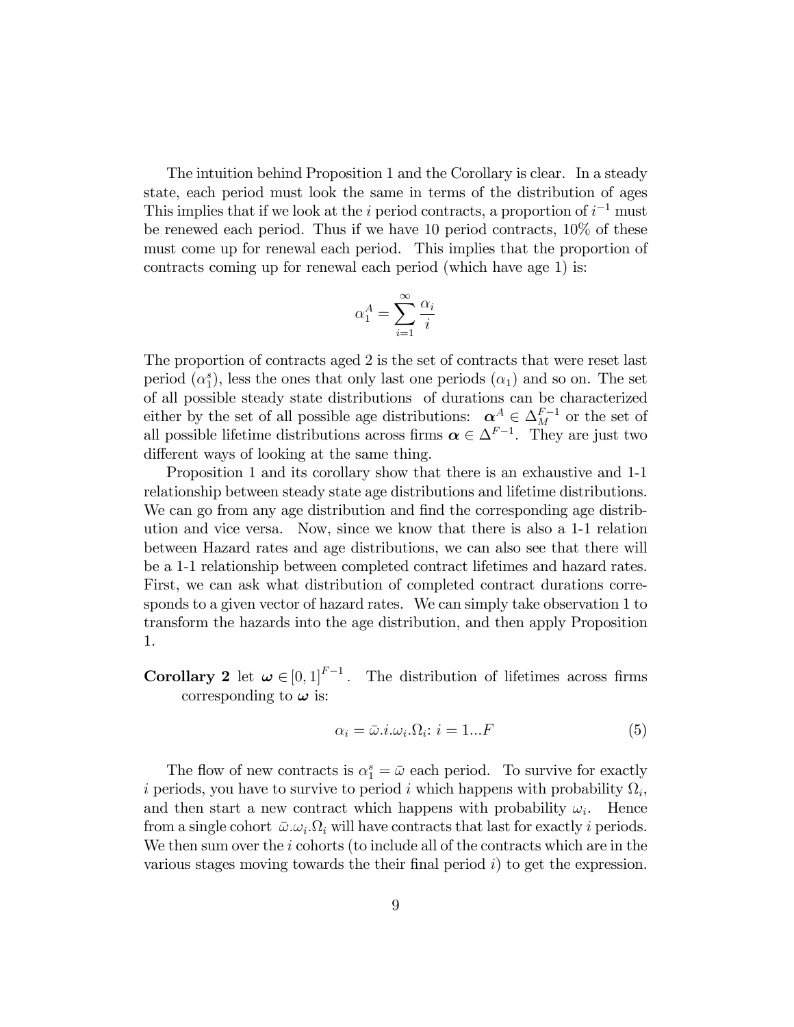The intuition behind Proposition 1 and the Corollary is clear. In a steady state, each period must look the same in terms of the distribution of ages This implies that if we look at the $i$ period contracts, a proportion of $i^{-1}$ must be renewed each period. Thus if we have 10 period contracts, 10% of these must come up for renewal each period. This implies that the proportion of contracts coming up for renewal each period (which have age 1) is:

$$\alpha_1^A = \sum_{i=1}^{\infty} \frac{\alpha_i}{i}$$

The proportion of contracts aged 2 is the set of contracts that were reset last period ($\alpha_1^s$), less the ones that only last one periods ($\alpha_1$) and so on. The set of all possible steady state distributions of durations can be characterized either by the set of all possible age distributions: $\boldsymbol{\alpha}^A \in \Delta_M^{F-1}$ or the set of all possible lifetime distributions across firms $\boldsymbol{\alpha} \in \Delta^{F-1}$. They are just two different ways of looking at the same thing.

Proposition 1 and its corollary show that there is an exhaustive and 1-1 relationship between steady state age distributions and lifetime distributions. We can go from any age distribution and find the corresponding age distribution and vice versa. Now, since we know that there is also a 1-1 relation between Hazard rates and age distributions, we can also see that there will be a 1-1 relationship between completed contract lifetimes and hazard rates. First, we can ask what distribution of completed contract durations corresponds to a given vector of hazard rates. We can simply take observation 1 to transform the hazards into the age distribution, and then apply Proposition 1.

**Corollary 2** let $\boldsymbol{\omega} \in [0,1]^{F-1}$. The distribution of lifetimes across firms corresponding to $\boldsymbol{\omega}$ is:

$$\alpha_i = \bar{\omega}.i.\omega_i.\Omega_i\text{: } i = 1...F \tag{5}$$

The flow of new contracts is $\alpha_1^s = \bar{\omega}$ each period. To survive for exactly $i$ periods, you have to survive to period $i$ which happens with probability $\Omega_i$, and then start a new contract which happens with probability $\omega_i$. Hence from a single cohort $\bar{\omega}.\omega_i.\Omega_i$ will have contracts that last for exactly $i$ periods. We then sum over the $i$ cohorts (to include all of the contracts which are in the various stages moving towards the their final period $i$) to get the expression.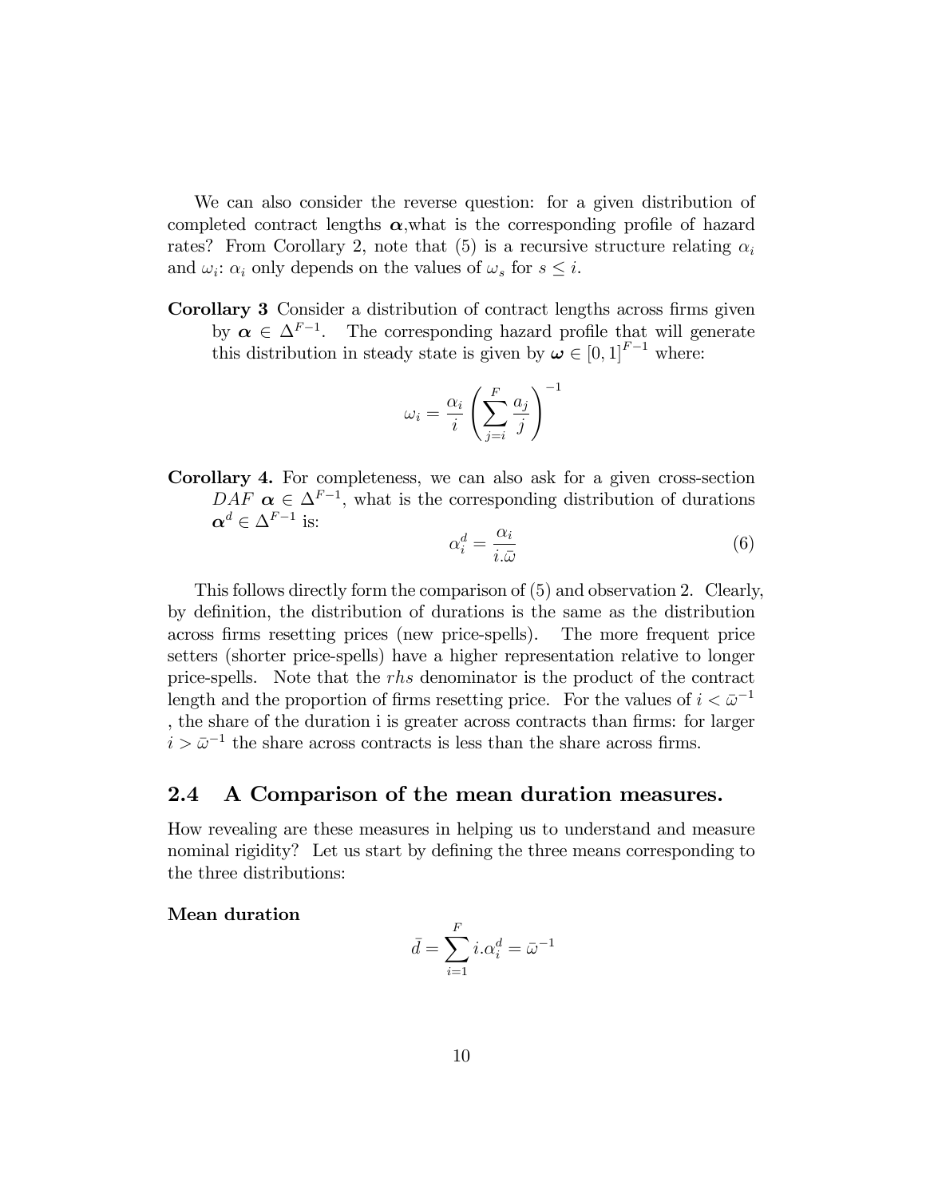We can also consider the reverse question: for a given distribution of completed contract lengths $\boldsymbol{\alpha}$,what is the corresponding profile of hazard rates? From Corollary 2, note that (5) is a recursive structure relating $\alpha_i$ and $\omega_i$: $\alpha_i$ only depends on the values of $\omega_s$ for $s \leq i$.

**Corollary 3** Consider a distribution of contract lengths across firms given by $\boldsymbol{\alpha} \in \Delta^{F-1}$. The corresponding hazard profile that will generate this distribution in steady state is given by $\boldsymbol{\omega} \in [0,1]^{F-1}$ where:

$$\omega_i = \frac{\alpha_i}{i} \left( \sum_{j=i}^{F} \frac{a_j}{j} \right)^{-1}$$

**Corollary 4.** For completeness, we can also ask for a given cross-section $DAF$ $\boldsymbol{\alpha} \in \Delta^{F-1}$, what is the corresponding distribution of durations $\boldsymbol{\alpha}^d \in \Delta^{F-1}$ is:

$$\alpha_i^d = \frac{\alpha_i}{i.\bar{\omega}} \tag{6}$$

This follows directly form the comparison of (5) and observation 2. Clearly, by definition, the distribution of durations is the same as the distribution across firms resetting prices (new price-spells). The more frequent price setters (shorter price-spells) have a higher representation relative to longer price-spells. Note that the *rhs* denominator is the product of the contract length and the proportion of firms resetting price. For the values of $i < \bar{\omega}^{-1}$ , the share of the duration i is greater across contracts than firms: for larger $i > \bar{\omega}^{-1}$ the share across contracts is less than the share across firms.

## 2.4 A Comparison of the mean duration measures.

How revealing are these measures in helping us to understand and measure nominal rigidity? Let us start by defining the three means corresponding to the three distributions:

**Mean duration**

$$\bar{d} = \sum_{i=1}^{F} i.\alpha_i^d = \bar{\omega}^{-1}$$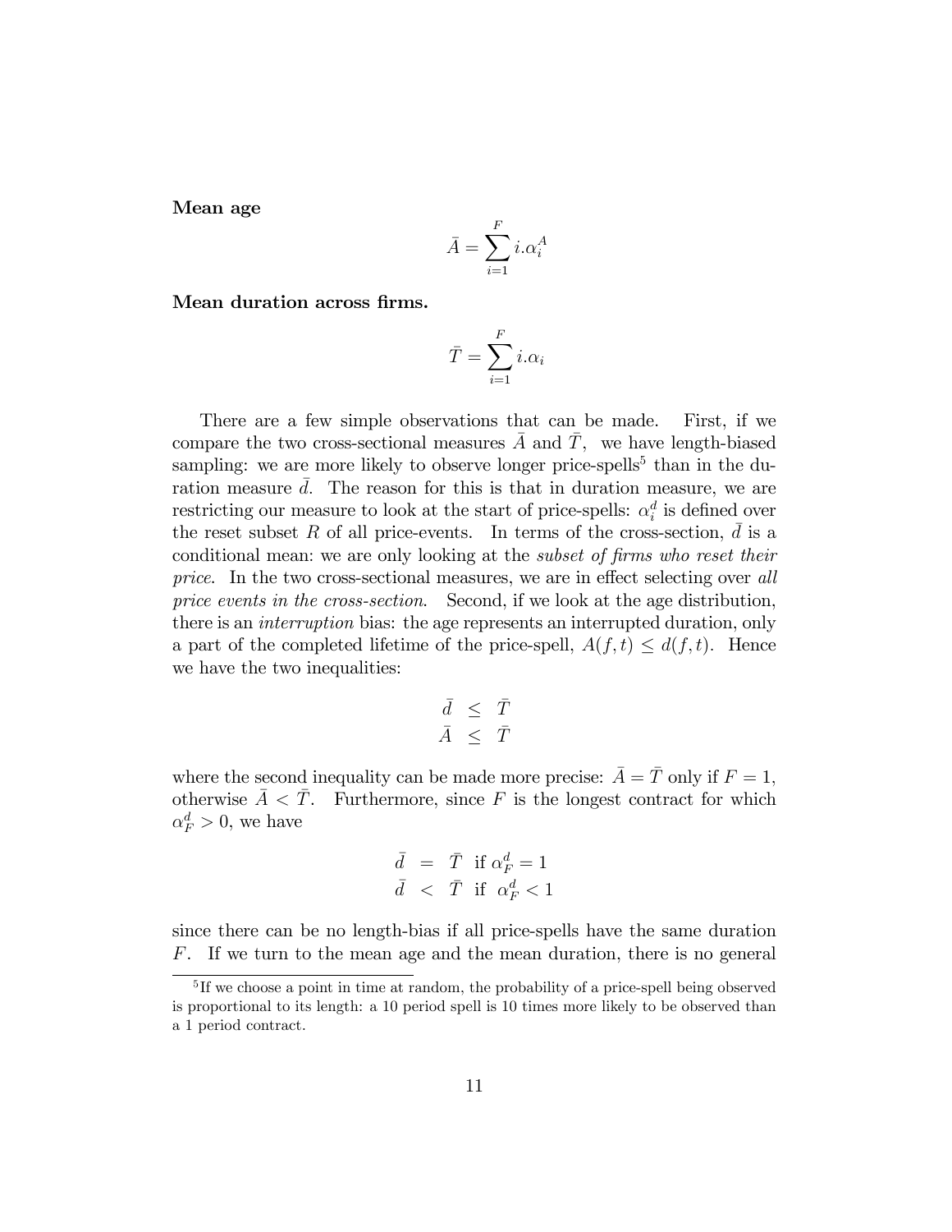**Mean age**

$$\bar{A} = \sum_{i=1}^{F} i.\alpha_i^A$$

**Mean duration across firms.**

$$\bar{T} = \sum_{i=1}^{F} i.\alpha_i$$

There are a few simple observations that can be made. First, if we compare the two cross-sectional measures $\bar{A}$ and $\bar{T}$, we have length-biased sampling: we are more likely to observe longer price-spells[5] than in the duration measure $\bar{d}$. The reason for this is that in duration measure, we are restricting our measure to look at the start of price-spells: $\alpha_i^d$ is defined over the reset subset $R$ of all price-events. In terms of the cross-section, $\bar{d}$ is a conditional mean: we are only looking at the *subset of firms who reset their price*. In the two cross-sectional measures, we are in effect selecting over *all price events in the cross-section*. Second, if we look at the age distribution, there is an *interruption* bias: the age represents an interrupted duration, only a part of the completed lifetime of the price-spell, $A(f,t) \leq d(f,t)$. Hence we have the two inequalities:

$$\begin{aligned} \bar{d} &\leq \bar{T} \\ \bar{A} &\leq \bar{T} \end{aligned}$$

where the second inequality can be made more precise: $\bar{A} = \bar{T}$ only if $F = 1$, otherwise $\bar{A} < \bar{T}$. Furthermore, since $F$ is the longest contract for which $\alpha_F^d > 0$, we have

$$\begin{aligned} \bar{d} &= \bar{T} \ \text{ if } \alpha_F^d = 1 \\ \bar{d} &< \bar{T} \ \text{ if } \ \alpha_F^d < 1 \end{aligned}$$

since there can be no length-bias if all price-spells have the same duration $F$. If we turn to the mean age and the mean duration, there is no general

[5] If we choose a point in time at random, the probability of a price-spell being observed is proportional to its length: a 10 period spell is 10 times more likely to be observed than a 1 period contract.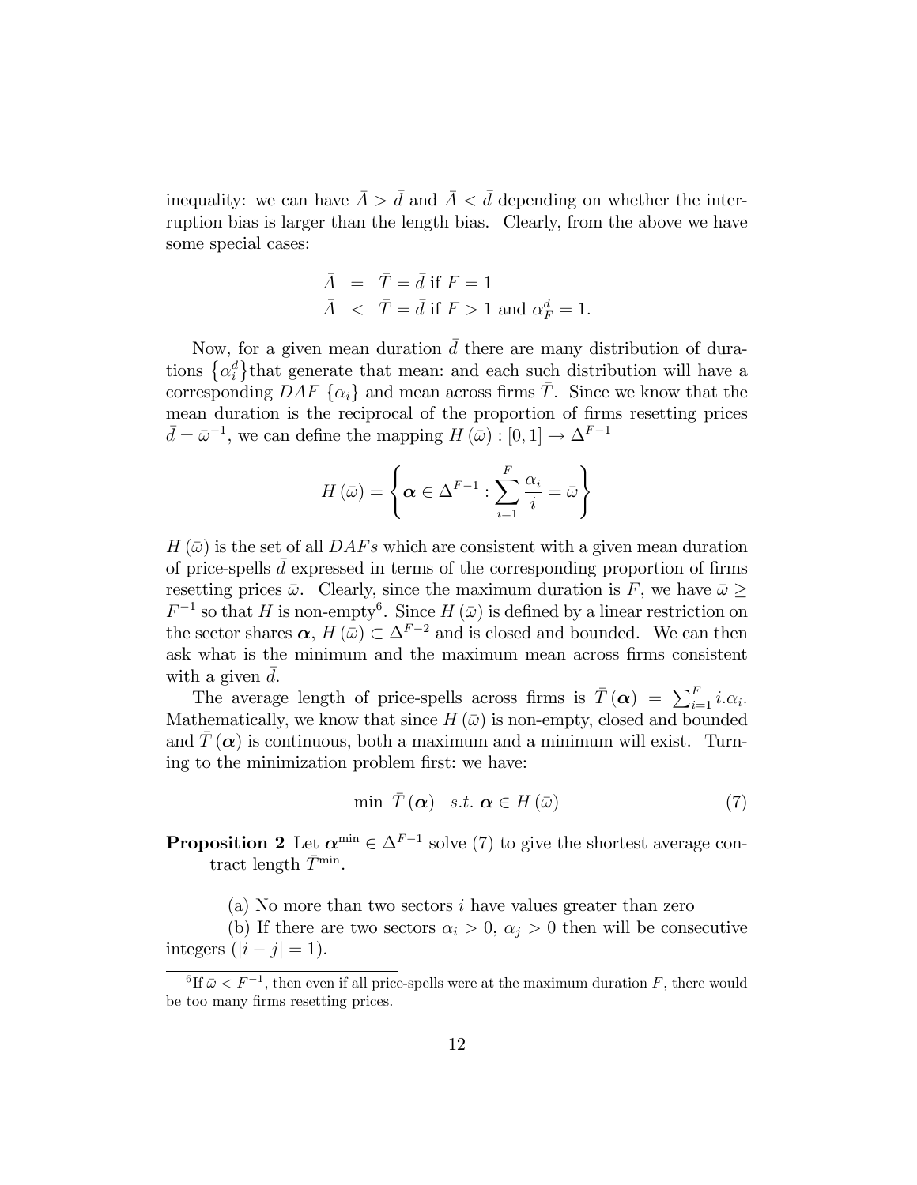inequality: we can have $\bar{A} > \bar{d}$ and $\bar{A} < \bar{d}$ depending on whether the interruption bias is larger than the length bias. Clearly, from the above we have some special cases:

$$\bar{A} = \bar{T} = \bar{d} \text{ if } F = 1$$
$$\bar{A} < \bar{T} = \bar{d} \text{ if } F > 1 \text{ and } \alpha_F^d = 1.$$

Now, for a given mean duration $\bar{d}$ there are many distribution of durations $\{\alpha_i^d\}$that generate that mean: and each such distribution will have a corresponding $DAF$ $\{\alpha_i\}$ and mean across firms $\bar{T}$. Since we know that the mean duration is the reciprocal of the proportion of firms resetting prices $\bar{d} = \bar{\omega}^{-1}$, we can define the mapping $H(\bar{\omega}) : [0,1] \to \Delta^{F-1}$

$$H(\bar{\omega}) = \left\{ \boldsymbol{\alpha} \in \Delta^{F-1} : \sum_{i=1}^{F} \frac{\alpha_i}{i} = \bar{\omega} \right\}$$

$H(\bar{\omega})$ is the set of all $DAFs$ which are consistent with a given mean duration of price-spells $\bar{d}$ expressed in terms of the corresponding proportion of firms resetting prices $\bar{\omega}$. Clearly, since the maximum duration is $F$, we have $\bar{\omega} \geq F^{-1}$ so that $H$ is non-empty[6]. Since $H(\bar{\omega})$ is defined by a linear restriction on the sector shares $\boldsymbol{\alpha}$, $H(\bar{\omega}) \subset \Delta^{F-2}$ and is closed and bounded. We can then ask what is the minimum and the maximum mean across firms consistent with a given $\bar{d}$.

The average length of price-spells across firms is $\bar{T}(\boldsymbol{\alpha}) = \sum_{i=1}^{F} i.\alpha_i$. Mathematically, we know that since $H(\bar{\omega})$ is non-empty, closed and bounded and $\bar{T}(\boldsymbol{\alpha})$ is continuous, both a maximum and a minimum will exist. Turning to the minimization problem first: we have:

$$\min \ \bar{T}(\boldsymbol{\alpha}) \quad s.t. \ \boldsymbol{\alpha} \in H(\bar{\omega}) \tag{7}$$

**Proposition 2** Let $\boldsymbol{\alpha}^{\min} \in \Delta^{F-1}$ solve (7) to give the shortest average contract length $\bar{T}^{\min}$.

(a) No more than two sectors $i$ have values greater than zero

(b) If there are two sectors $\alpha_i > 0$, $\alpha_j > 0$ then will be consecutive integers ($|i - j| = 1$).

[6] If $\bar{\omega} < F^{-1}$, then even if all price-spells were at the maximum duration $F$, there would be too many firms resetting prices.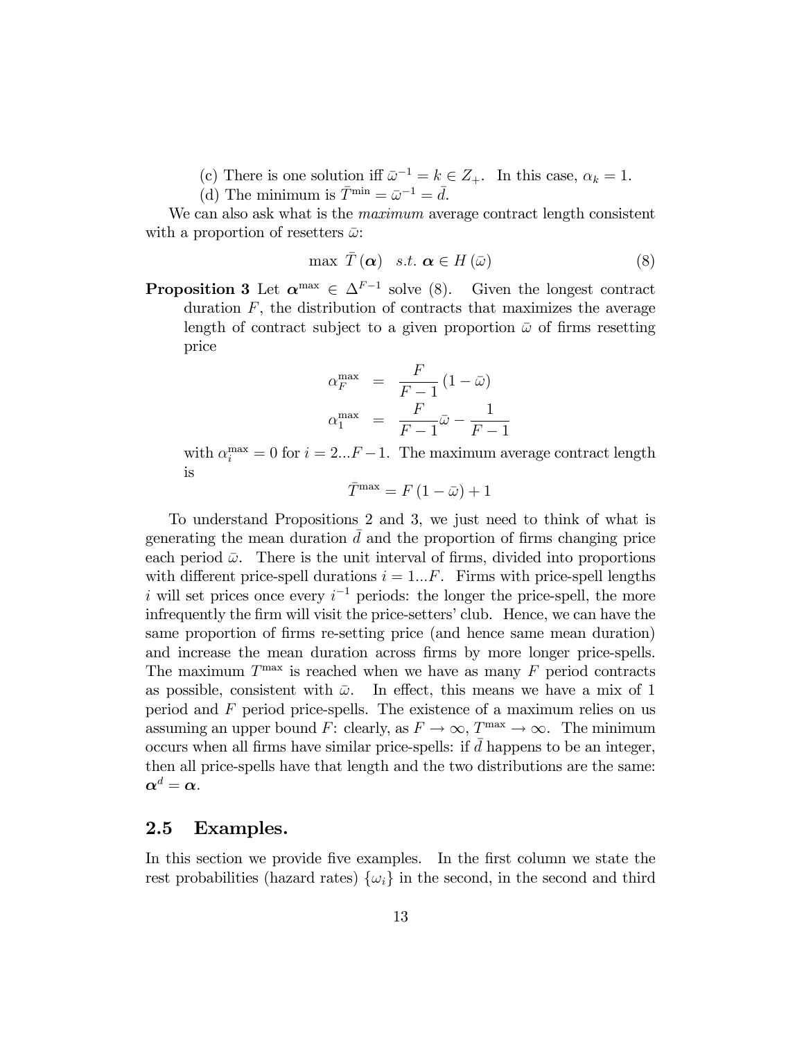(c) There is one solution iff $\bar{\omega}^{-1} = k \in Z_+$. In this case, $\alpha_k = 1$.

(d) The minimum is $\bar{T}^{\min} = \bar{\omega}^{-1} = \bar{d}$.

We can also ask what is the *maximum* average contract length consistent with a proportion of resetters $\bar{\omega}$:

$$\max \ \bar{T}(\boldsymbol{\alpha}) \quad s.t. \ \boldsymbol{\alpha} \in H(\bar{\omega}) \tag{8}$$

**Proposition 3** Let $\boldsymbol{\alpha}^{\max} \in \Delta^{F-1}$ solve (8). Given the longest contract duration $F$, the distribution of contracts that maximizes the average length of contract subject to a given proportion $\bar{\omega}$ of firms resetting price

$$\begin{aligned} \alpha_F^{\max} &= \frac{F}{F-1}(1-\bar{\omega}) \\ \alpha_1^{\max} &= \frac{F}{F-1}\bar{\omega} - \frac{1}{F-1} \end{aligned}$$

with $\alpha_i^{\max} = 0$ for $i = 2...F-1$. The maximum average contract length is

$$\bar{T}^{\max} = F(1-\bar{\omega}) + 1$$

To understand Propositions 2 and 3, we just need to think of what is generating the mean duration $\bar{d}$ and the proportion of firms changing price each period $\bar{\omega}$. There is the unit interval of firms, divided into proportions with different price-spell durations $i = 1...F$. Firms with price-spell lengths $i$ will set prices once every $i^{-1}$ periods: the longer the price-spell, the more infrequently the firm will visit the price-setters' club. Hence, we can have the same proportion of firms re-setting price (and hence same mean duration) and increase the mean duration across firms by more longer price-spells. The maximum $T^{\max}$ is reached when we have as many $F$ period contracts as possible, consistent with $\bar{\omega}$. In effect, this means we have a mix of 1 period and $F$ period price-spells. The existence of a maximum relies on us assuming an upper bound $F$: clearly, as $F \to \infty$, $T^{\max} \to \infty$. The minimum occurs when all firms have similar price-spells: if $\bar{d}$ happens to be an integer, then all price-spells have that length and the two distributions are the same: $\boldsymbol{\alpha}^d = \boldsymbol{\alpha}$.

## 2.5 Examples.

In this section we provide five examples. In the first column we state the rest probabilities (hazard rates) $\{\omega_i\}$ in the second, in the second and third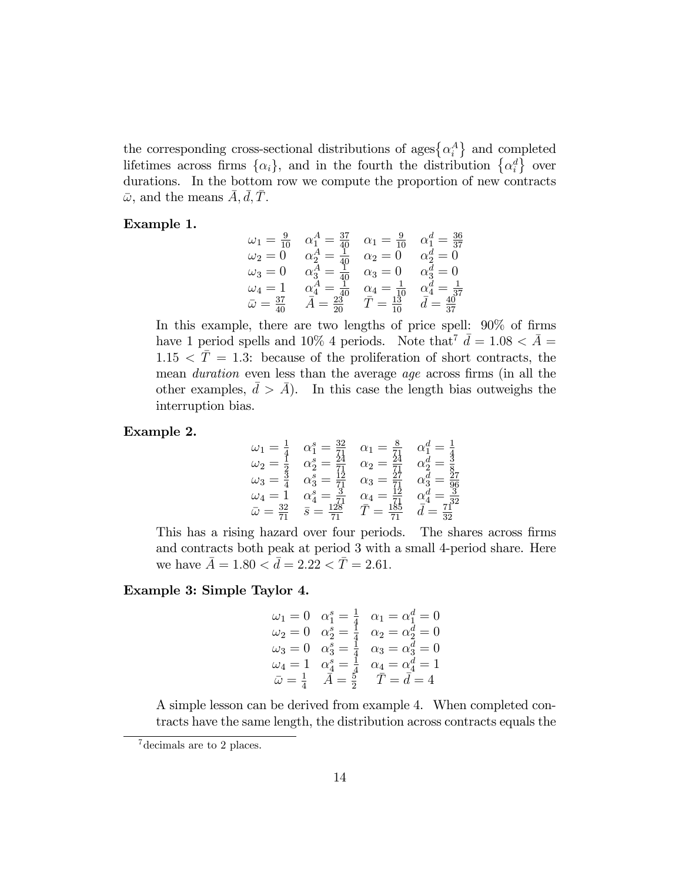the corresponding cross-sectional distributions of ages $\{\alpha_i^A\}$ and completed lifetimes across firms $\{\alpha_i\}$, and in the fourth the distribution $\{\alpha_i^d\}$ over durations. In the bottom row we compute the proportion of new contracts $\bar{\omega}$, and the means $\bar{A}, \bar{d}, \bar{T}$.

**Example 1.**

$$
\begin{array}{llll}
\omega_1 = \frac{9}{10} & \alpha_1^A = \frac{37}{40} & \alpha_1 = \frac{9}{10} & \alpha_1^d = \frac{36}{37} \\
\omega_2 = 0 & \alpha_2^A = \frac{1}{40} & \alpha_2 = 0 & \alpha_2^d = 0 \\
\omega_3 = 0 & \alpha_3^A = \frac{1}{40} & \alpha_3 = 0 & \alpha_3^d = 0 \\
\omega_4 = 1 & \alpha_4^A = \frac{1}{40} & \alpha_4 = \frac{1}{10} & \alpha_4^d = \frac{1}{37} \\
\bar{\omega} = \frac{37}{40} & \bar{A} = \frac{23}{20} & \bar{T} = \frac{13}{10} & \bar{d} = \frac{40}{37}
\end{array}
$$

In this example, there are two lengths of price spell: 90% of firms have 1 period spells and 10% 4 periods. Note that[7] $\bar{d} = 1.08 < \bar{A} = 1.15 < \bar{T} = 1.3$: because of the proliferation of short contracts, the mean *duration* even less than the average *age* across firms (in all the other examples, $\bar{d} > \bar{A}$). In this case the length bias outweighs the interruption bias.

**Example 2.**

$$
\begin{array}{llll}
\omega_1 = \frac{1}{4} & \alpha_1^s = \frac{32}{71} & \alpha_1 = \frac{8}{71} & \alpha_1^d = \frac{1}{4} \\
\omega_2 = \frac{1}{2} & \alpha_2^s = \frac{24}{71} & \alpha_2 = \frac{24}{71} & \alpha_2^d = \frac{3}{8} \\
\omega_3 = \frac{3}{4} & \alpha_3^s = \frac{12}{71} & \alpha_3 = \frac{27}{71} & \alpha_3^d = \frac{27}{96} \\
\omega_4 = 1 & \alpha_4^s = \frac{3}{71} & \alpha_4 = \frac{12}{71} & \alpha_4^d = \frac{3}{32} \\
\bar{\omega} = \frac{32}{71} & \bar{s} = \frac{128}{71} & \bar{T} = \frac{185}{71} & \bar{d} = \frac{71}{32}
\end{array}
$$

This has a rising hazard over four periods. The shares across firms and contracts both peak at period 3 with a small 4-period share. Here we have $\bar{A} = 1.80 < \bar{d} = 2.22 < \bar{T} = 2.61$.

**Example 3: Simple Taylor 4.**

$$
\begin{array}{lll}
\omega_1 = 0 & \alpha_1^s = \frac{1}{4} & \alpha_1 = \alpha_1^d = 0 \\
\omega_2 = 0 & \alpha_2^s = \frac{1}{4} & \alpha_2 = \alpha_2^d = 0 \\
\omega_3 = 0 & \alpha_3^s = \frac{1}{4} & \alpha_3 = \alpha_3^d = 0 \\
\omega_4 = 1 & \alpha_4^s = \frac{1}{4} & \alpha_4 = \alpha_4^d = 1 \\
\bar{\omega} = \frac{1}{4} & \bar{A} = \frac{5}{2} & \bar{T} = \bar{d} = 4
\end{array}
$$

A simple lesson can be derived from example 4. When completed contracts have the same length, the distribution across contracts equals the

[7] decimals are to 2 places.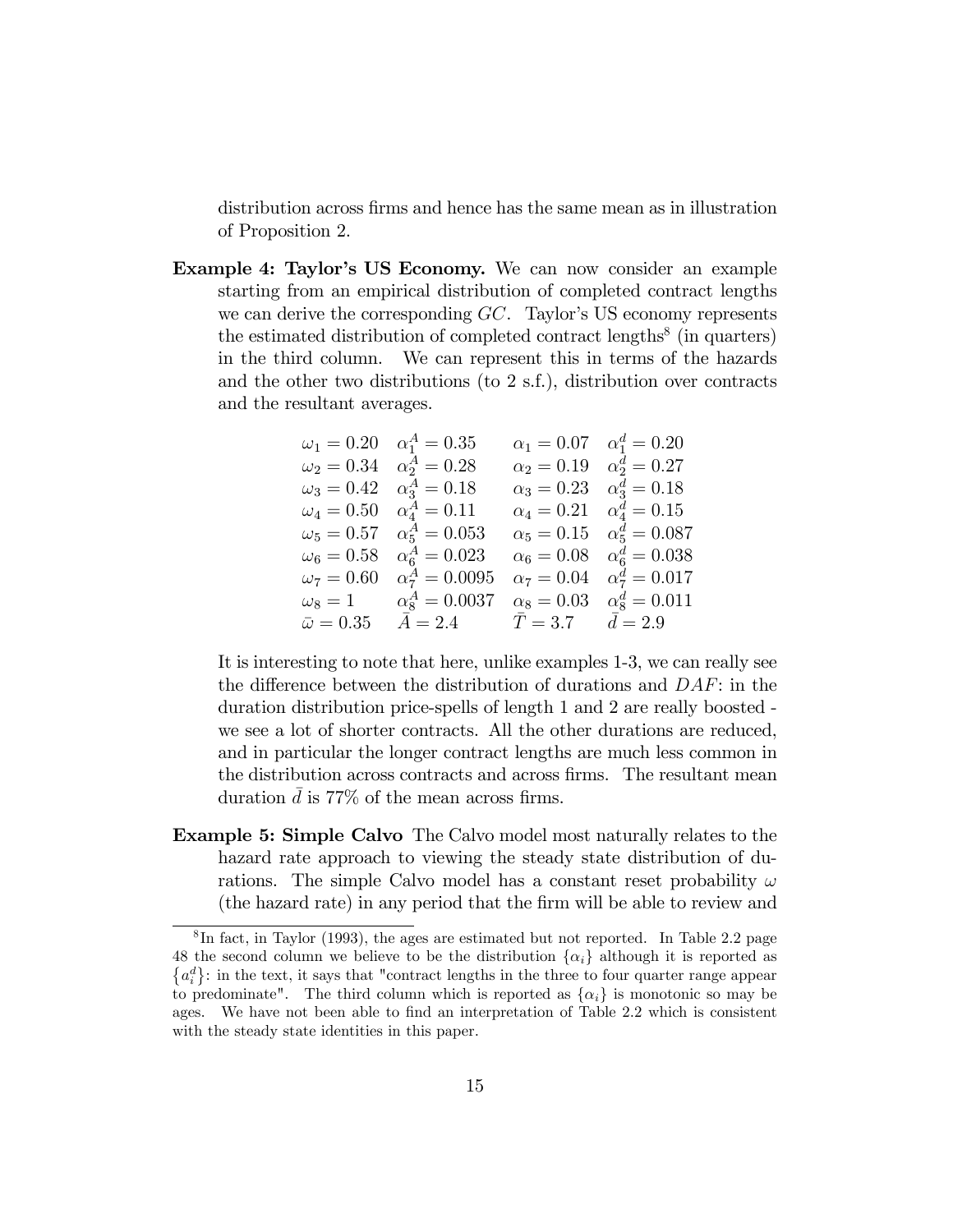distribution across firms and hence has the same mean as in illustration of Proposition 2.

**Example 4: Taylor's US Economy.** We can now consider an example starting from an empirical distribution of completed contract lengths we can derive the corresponding $GC$. Taylor's US economy represents the estimated distribution of completed contract lengths[8] (in quarters) in the third column. We can represent this in terms of the hazards and the other two distributions (to 2 s.f.), distribution over contracts and the resultant averages.

| | | | |
|---|---|---|---|
| $\omega_1 = 0.20$ | $\alpha_1^A = 0.35$ | $\alpha_1 = 0.07$ | $\alpha_1^d = 0.20$ |
| $\omega_2 = 0.34$ | $\alpha_2^A = 0.28$ | $\alpha_2 = 0.19$ | $\alpha_2^d = 0.27$ |
| $\omega_3 = 0.42$ | $\alpha_3^A = 0.18$ | $\alpha_3 = 0.23$ | $\alpha_3^d = 0.18$ |
| $\omega_4 = 0.50$ | $\alpha_4^A = 0.11$ | $\alpha_4 = 0.21$ | $\alpha_4^d = 0.15$ |
| $\omega_5 = 0.57$ | $\alpha_5^A = 0.053$ | $\alpha_5 = 0.15$ | $\alpha_5^d = 0.087$ |
| $\omega_6 = 0.58$ | $\alpha_6^A = 0.023$ | $\alpha_6 = 0.08$ | $\alpha_6^d = 0.038$ |
| $\omega_7 = 0.60$ | $\alpha_7^A = 0.0095$ | $\alpha_7 = 0.04$ | $\alpha_7^d = 0.017$ |
| $\omega_8 = 1$ | $\alpha_8^A = 0.0037$ | $\alpha_8 = 0.03$ | $\alpha_8^d = 0.011$ |
| $\bar{\omega} = 0.35$ | $\bar{A} = 2.4$ | $\bar{T} = 3.7$ | $\bar{d} = 2.9$ |

It is interesting to note that here, unlike examples 1-3, we can really see the difference between the distribution of durations and $DAF$: in the duration distribution price-spells of length 1 and 2 are really boosted - we see a lot of shorter contracts. All the other durations are reduced, and in particular the longer contract lengths are much less common in the distribution across contracts and across firms. The resultant mean duration $\bar{d}$ is 77% of the mean across firms.

**Example 5: Simple Calvo** The Calvo model most naturally relates to the hazard rate approach to viewing the steady state distribution of durations. The simple Calvo model has a constant reset probability $\omega$ (the hazard rate) in any period that the firm will be able to review and

[8] In fact, in Taylor (1993), the ages are estimated but not reported. In Table 2.2 page 48 the second column we believe to be the distribution $\{\alpha_i\}$ although it is reported as $\{a_i^d\}$: in the text, it says that "contract lengths in the three to four quarter range appear to predominate". The third column which is reported as $\{\alpha_i\}$ is monotonic so may be ages. We have not been able to find an interpretation of Table 2.2 which is consistent with the steady state identities in this paper.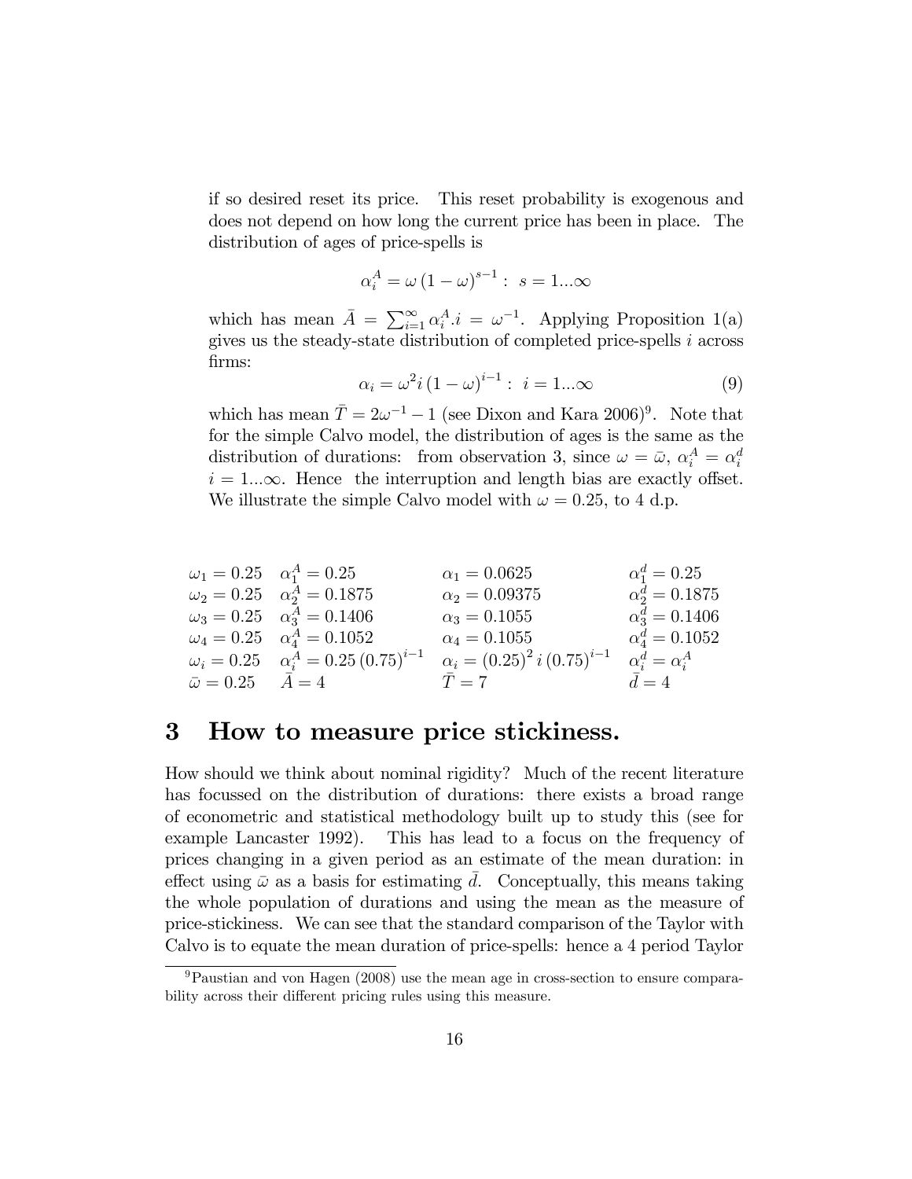if so desired reset its price. This reset probability is exogenous and does not depend on how long the current price has been in place. The distribution of ages of price-spells is

$$\alpha_i^A = \omega (1-\omega)^{s-1} : \ s = 1...\infty$$

which has mean $\bar{A} = \sum_{i=1}^{\infty} \alpha_i^A.i = \omega^{-1}$. Applying Proposition 1(a) gives us the steady-state distribution of completed price-spells $i$ across firms:

$$\alpha_i = \omega^2 i (1-\omega)^{i-1} : \ i = 1...\infty \tag{9}$$

which has mean $\bar{T} = 2\omega^{-1} - 1$ (see Dixon and Kara 2006)[9]. Note that for the simple Calvo model, the distribution of ages is the same as the distribution of durations: from observation 3, since $\omega = \bar{\omega}$, $\alpha_i^A = \alpha_i^d$ $i = 1...\infty$. Hence the interruption and length bias are exactly offset. We illustrate the simple Calvo model with $\omega = 0.25$, to 4 d.p.

| | | | |
|---|---|---|---|
| $\omega_1 = 0.25$ | $\alpha_1^A = 0.25$ | $\alpha_1 = 0.0625$ | $\alpha_1^d = 0.25$ |
| $\omega_2 = 0.25$ | $\alpha_2^A = 0.1875$ | $\alpha_2 = 0.09375$ | $\alpha_2^d = 0.1875$ |
| $\omega_3 = 0.25$ | $\alpha_3^A = 0.1406$ | $\alpha_3 = 0.1055$ | $\alpha_3^d = 0.1406$ |
| $\omega_4 = 0.25$ | $\alpha_4^A = 0.1052$ | $\alpha_4 = 0.1055$ | $\alpha_4^d = 0.1052$ |
| $\omega_i = 0.25$ | $\alpha_i^A = 0.25\,(0.75)^{i-1}$ | $\alpha_i = (0.25)^2\, i\,(0.75)^{i-1}$ | $\alpha_i^d = \alpha_i^A$ |
| $\bar{\omega} = 0.25$ | $\bar{A} = 4$ | $\bar{T} = 7$ | $\bar{d} = 4$ |

# 3 How to measure price stickiness.

How should we think about nominal rigidity? Much of the recent literature has focussed on the distribution of durations: there exists a broad range of econometric and statistical methodology built up to study this (see for example Lancaster 1992). This has lead to a focus on the frequency of prices changing in a given period as an estimate of the mean duration: in effect using $\bar{\omega}$ as a basis for estimating $\bar{d}$. Conceptually, this means taking the whole population of durations and using the mean as the measure of price-stickiness. We can see that the standard comparison of the Taylor with Calvo is to equate the mean duration of price-spells: hence a 4 period Taylor

[9] Paustian and von Hagen (2008) use the mean age in cross-section to ensure comparability across their different pricing rules using this measure.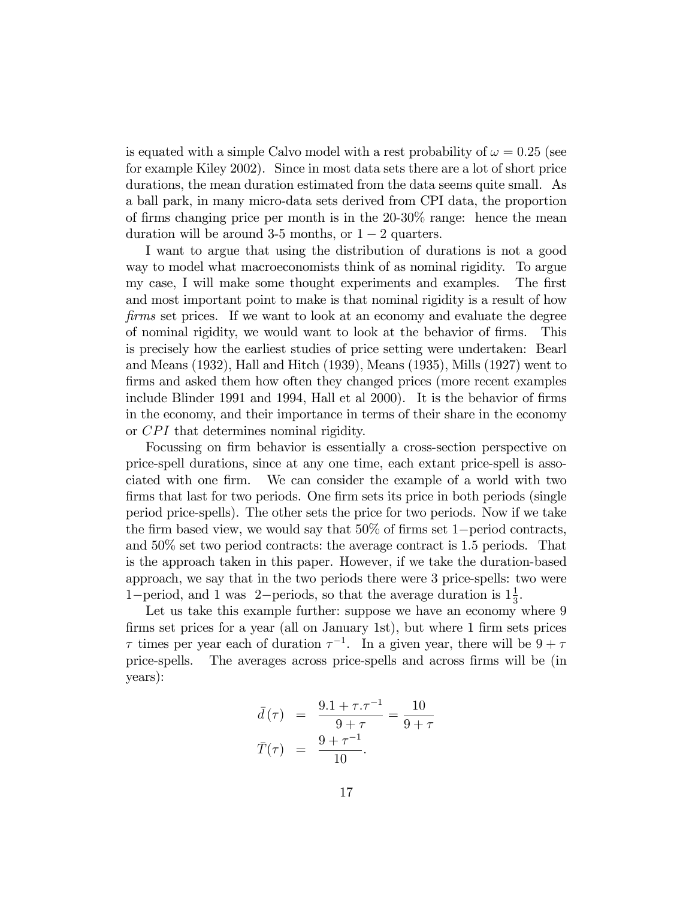is equated with a simple Calvo model with a rest probability of $\omega = 0.25$ (see for example Kiley 2002). Since in most data sets there are a lot of short price durations, the mean duration estimated from the data seems quite small. As a ball park, in many micro-data sets derived from CPI data, the proportion of firms changing price per month is in the 20-30% range: hence the mean duration will be around 3-5 months, or $1-2$ quarters.

I want to argue that using the distribution of durations is not a good way to model what macroeconomists think of as nominal rigidity. To argue my case, I will make some thought experiments and examples. The first and most important point to make is that nominal rigidity is a result of how *firms* set prices. If we want to look at an economy and evaluate the degree of nominal rigidity, we would want to look at the behavior of firms. This is precisely how the earliest studies of price setting were undertaken: Bearl and Means (1932), Hall and Hitch (1939), Means (1935), Mills (1927) went to firms and asked them how often they changed prices (more recent examples include Blinder 1991 and 1994, Hall et al 2000). It is the behavior of firms in the economy, and their importance in terms of their share in the economy or $CPI$ that determines nominal rigidity.

Focussing on firm behavior is essentially a cross-section perspective on price-spell durations, since at any one time, each extant price-spell is associated with one firm. We can consider the example of a world with two firms that last for two periods. One firm sets its price in both periods (single period price-spells). The other sets the price for two periods. Now if we take the firm based view, we would say that 50% of firms set $1-$period contracts, and 50% set two period contracts: the average contract is 1.5 periods. That is the approach taken in this paper. However, if we take the duration-based approach, we say that in the two periods there were 3 price-spells: two were $1-$period, and 1 was $2-$periods, so that the average duration is $1\frac{1}{3}$.

Let us take this example further: suppose we have an economy where 9 firms set prices for a year (all on January 1st), but where 1 firm sets prices $\tau$ times per year each of duration $\tau^{-1}$. In a given year, there will be $9+\tau$ price-spells. The averages across price-spells and across firms will be (in years):

$$
\begin{aligned}
\bar{d}(\tau) &= \frac{9.1 + \tau.\tau^{-1}}{9+\tau} = \frac{10}{9+\tau} \\
\bar{T}(\tau) &= \frac{9+\tau^{-1}}{10}.
\end{aligned}
$$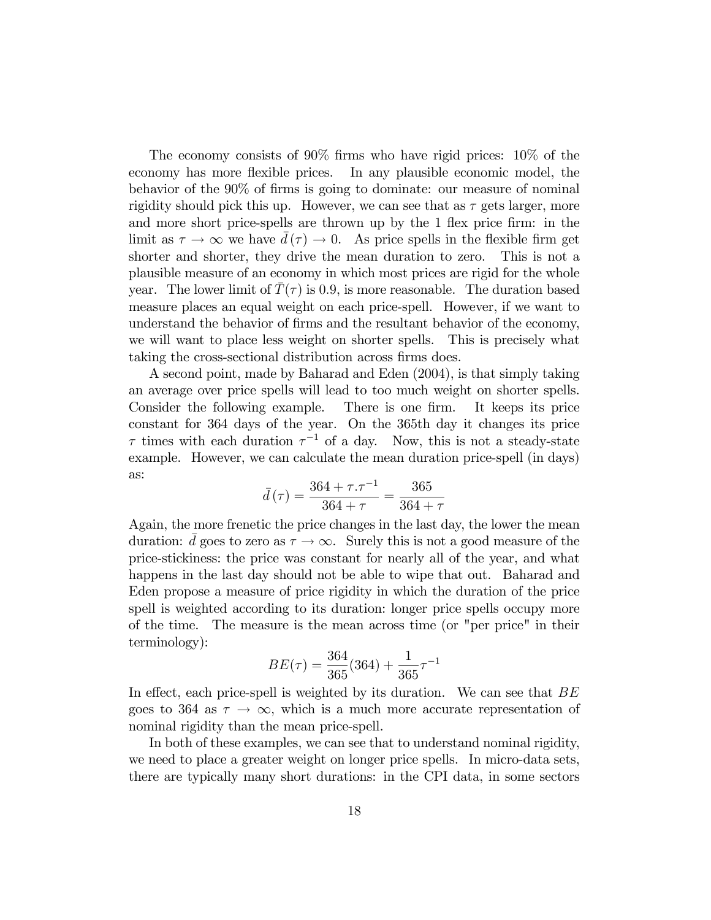The economy consists of 90% firms who have rigid prices: 10% of the economy has more flexible prices. In any plausible economic model, the behavior of the 90% of firms is going to dominate: our measure of nominal rigidity should pick this up. However, we can see that as $\tau$ gets larger, more and more short price-spells are thrown up by the 1 flex price firm: in the limit as $\tau \to \infty$ we have $\bar{d}(\tau) \to 0$. As price spells in the flexible firm get shorter and shorter, they drive the mean duration to zero. This is not a plausible measure of an economy in which most prices are rigid for the whole year. The lower limit of $\bar{T}(\tau)$ is 0.9, is more reasonable. The duration based measure places an equal weight on each price-spell. However, if we want to understand the behavior of firms and the resultant behavior of the economy, we will want to place less weight on shorter spells. This is precisely what taking the cross-sectional distribution across firms does.

A second point, made by Baharad and Eden (2004), is that simply taking an average over price spells will lead to too much weight on shorter spells. Consider the following example. There is one firm. It keeps its price constant for 364 days of the year. On the 365th day it changes its price $\tau$ times with each duration $\tau^{-1}$ of a day. Now, this is not a steady-state example. However, we can calculate the mean duration price-spell (in days) as:

$$\bar{d}(\tau) = \frac{364 + \tau.\tau^{-1}}{364 + \tau} = \frac{365}{364 + \tau}$$

Again, the more frenetic the price changes in the last day, the lower the mean duration: $\bar{d}$ goes to zero as $\tau \to \infty$. Surely this is not a good measure of the price-stickiness: the price was constant for nearly all of the year, and what happens in the last day should not be able to wipe that out. Baharad and Eden propose a measure of price rigidity in which the duration of the price spell is weighted according to its duration: longer price spells occupy more of the time. The measure is the mean across time (or "per price" in their terminology):

$$BE(\tau) = \frac{364}{365}(364) + \frac{1}{365}\tau^{-1}$$

In effect, each price-spell is weighted by its duration. We can see that $BE$ goes to 364 as $\tau \to \infty$, which is a much more accurate representation of nominal rigidity than the mean price-spell.

In both of these examples, we can see that to understand nominal rigidity, we need to place a greater weight on longer price spells. In micro-data sets, there are typically many short durations: in the CPI data, in some sectors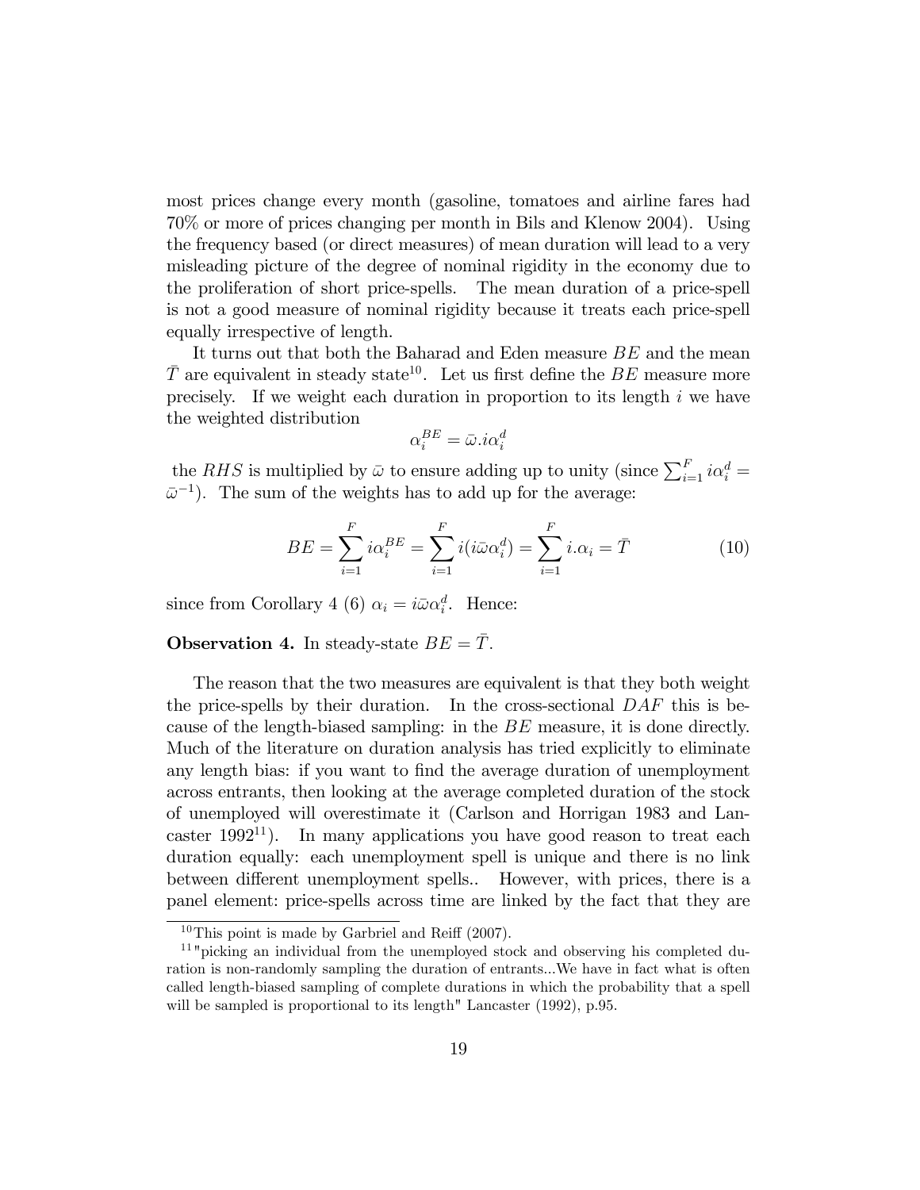most prices change every month (gasoline, tomatoes and airline fares had 70% or more of prices changing per month in Bils and Klenow 2004). Using the frequency based (or direct measures) of mean duration will lead to a very misleading picture of the degree of nominal rigidity in the economy due to the proliferation of short price-spells. The mean duration of a price-spell is not a good measure of nominal rigidity because it treats each price-spell equally irrespective of length.

It turns out that both the Baharad and Eden measure $BE$ and the mean $\bar{T}$ are equivalent in steady state[10]. Let us first define the $BE$ measure more precisely. If we weight each duration in proportion to its length $i$ we have the weighted distribution

$$\alpha_i^{BE} = \bar{\omega}.i\alpha_i^d$$

the $RHS$ is multiplied by $\bar{\omega}$ to ensure adding up to unity (since $\sum_{i=1}^{F} i\alpha_i^d = \bar{\omega}^{-1}$). The sum of the weights has to add up for the average:

$$BE = \sum_{i=1}^{F} i\alpha_i^{BE} = \sum_{i=1}^{F} i(i\bar{\omega}\alpha_i^d) = \sum_{i=1}^{F} i.\alpha_i = \bar{T} \tag{10}$$

since from Corollary 4 (6) $\alpha_i = i\bar{\omega}\alpha_i^d$. Hence:

**Observation 4.** In steady-state $BE = \bar{T}$.

The reason that the two measures are equivalent is that they both weight the price-spells by their duration. In the cross-sectional $DAF$ this is because of the length-biased sampling: in the $BE$ measure, it is done directly. Much of the literature on duration analysis has tried explicitly to eliminate any length bias: if you want to find the average duration of unemployment across entrants, then looking at the average completed duration of the stock of unemployed will overestimate it (Carlson and Horrigan 1983 and Lancaster 1992[11]). In many applications you have good reason to treat each duration equally: each unemployment spell is unique and there is no link between different unemployment spells.. However, with prices, there is a panel element: price-spells across time are linked by the fact that they are

[10] This point is made by Garbriel and Reiff (2007).

[11] "picking an individual from the unemployed stock and observing his completed duration is non-randomly sampling the duration of entrants...We have in fact what is often called length-biased sampling of complete durations in which the probability that a spell will be sampled is proportional to its length" Lancaster (1992), p.95.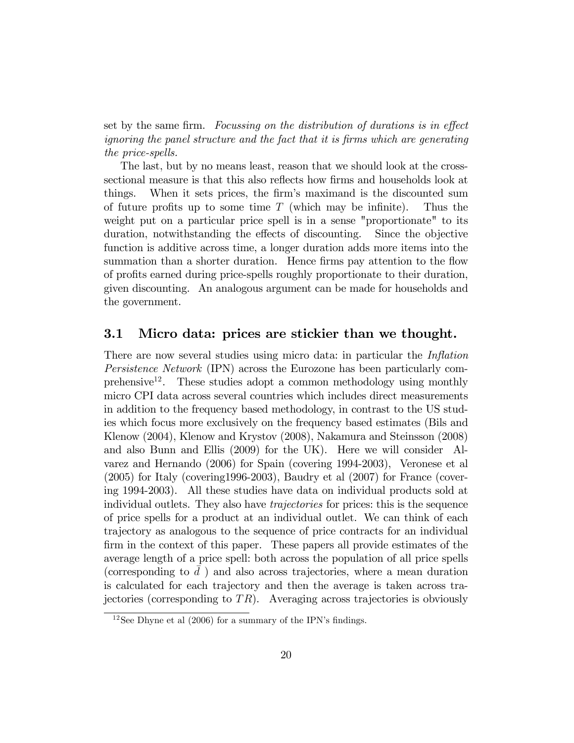set by the same firm. *Focussing on the distribution of durations is in effect ignoring the panel structure and the fact that it is firms which are generating the price-spells.*

The last, but by no means least, reason that we should look at the cross-sectional measure is that this also reflects how firms and households look at things. When it sets prices, the firm's maximand is the discounted sum of future profits up to some time $T$ (which may be infinite). Thus the weight put on a particular price spell is in a sense "proportionate" to its duration, notwithstanding the effects of discounting. Since the objective function is additive across time, a longer duration adds more items into the summation than a shorter duration. Hence firms pay attention to the flow of profits earned during price-spells roughly proportionate to their duration, given discounting. An analogous argument can be made for households and the government.

### 3.1 Micro data: prices are stickier than we thought.

There are now several studies using micro data: in particular the *Inflation Persistence Network* (IPN) across the Eurozone has been particularly comprehensive[12]. These studies adopt a common methodology using monthly micro CPI data across several countries which includes direct measurements in addition to the frequency based methodology, in contrast to the US studies which focus more exclusively on the frequency based estimates (Bils and Klenow (2004), Klenow and Krystov (2008), Nakamura and Steinsson (2008) and also Bunn and Ellis (2009) for the UK). Here we will consider Alvarez and Hernando (2006) for Spain (covering 1994-2003), Veronese et al (2005) for Italy (covering1996-2003), Baudry et al (2007) for France (covering 1994-2003). All these studies have data on individual products sold at individual outlets. They also have *trajectories* for prices: this is the sequence of price spells for a product at an individual outlet. We can think of each trajectory as analogous to the sequence of price contracts for an individual firm in the context of this paper. These papers all provide estimates of the average length of a price spell: both across the population of all price spells (corresponding to $\bar{d}$ ) and also across trajectories, where a mean duration is calculated for each trajectory and then the average is taken across trajectories (corresponding to $TR$). Averaging across trajectories is obviously

[12] See Dhyne et al (2006) for a summary of the IPN's findings.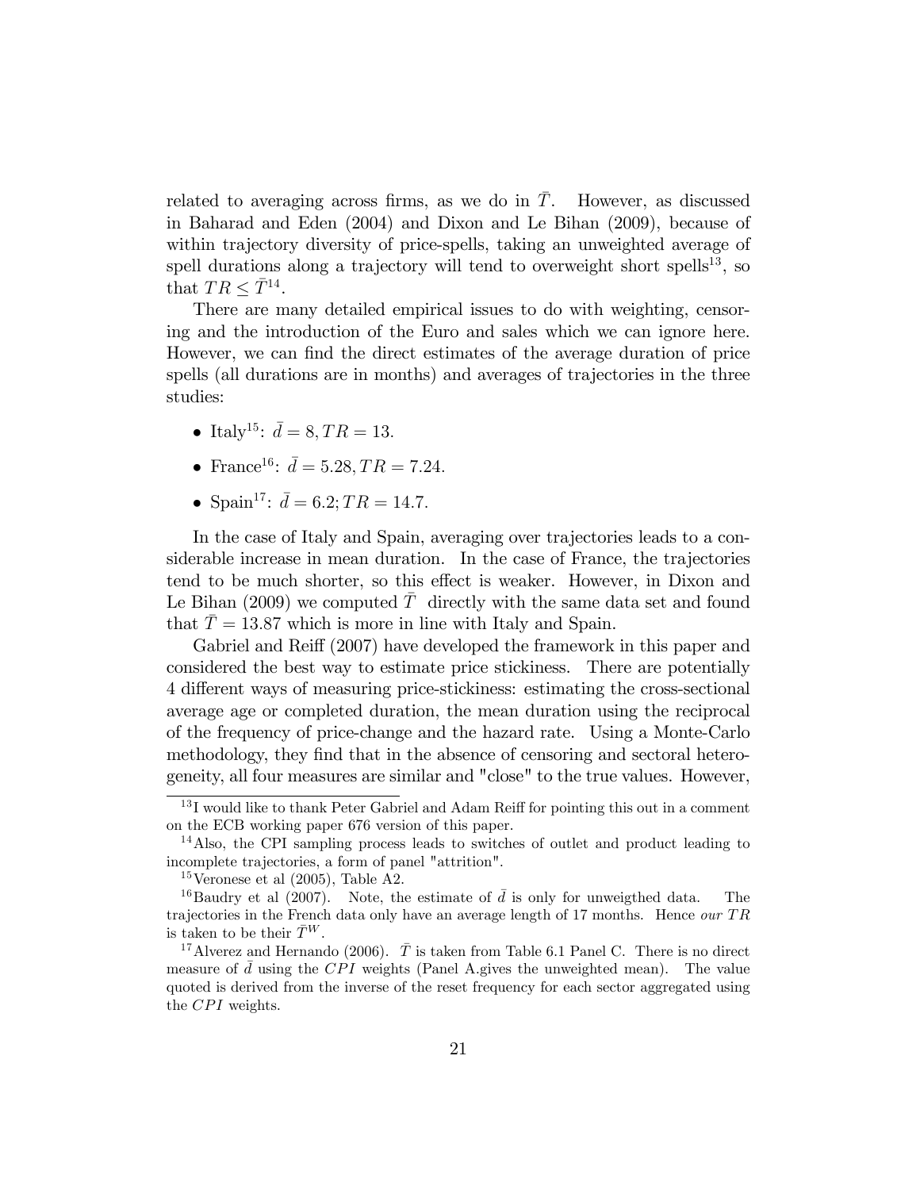related to averaging across firms, as we do in $\bar{T}$. However, as discussed in Baharad and Eden (2004) and Dixon and Le Bihan (2009), because of within trajectory diversity of price-spells, taking an unweighted average of spell durations along a trajectory will tend to overweight short spells[13], so that $TR \leq \bar{T}$[14].

There are many detailed empirical issues to do with weighting, censoring and the introduction of the Euro and sales which we can ignore here. However, we can find the direct estimates of the average duration of price spells (all durations are in months) and averages of trajectories in the three studies:

- Italy[15]: $\bar{d} = 8, TR = 13$.
- France[16]: $\bar{d} = 5.28, TR = 7.24$.
- Spain[17]: $\bar{d} = 6.2; TR = 14.7$.

In the case of Italy and Spain, averaging over trajectories leads to a considerable increase in mean duration. In the case of France, the trajectories tend to be much shorter, so this effect is weaker. However, in Dixon and Le Bihan (2009) we computed $\bar{T}$ directly with the same data set and found that $\bar{T} = 13.87$ which is more in line with Italy and Spain.

Gabriel and Reiff (2007) have developed the framework in this paper and considered the best way to estimate price stickiness. There are potentially 4 different ways of measuring price-stickiness: estimating the cross-sectional average age or completed duration, the mean duration using the reciprocal of the frequency of price-change and the hazard rate. Using a Monte-Carlo methodology, they find that in the absence of censoring and sectoral heterogeneity, all four measures are similar and "close" to the true values. However,

---

[13] I would like to thank Peter Gabriel and Adam Reiff for pointing this out in a comment on the ECB working paper 676 version of this paper.

[14] Also, the CPI sampling process leads to switches of outlet and product leading to incomplete trajectories, a form of panel "attrition".

[15] Veronese et al (2005), Table A2.

[16] Baudry et al (2007). Note, the estimate of $\bar{d}$ is only for unweigthed data. The trajectories in the French data only have an average length of 17 months. Hence *our* $TR$ is taken to be their $\bar{T}^W$.

[17] Alverez and Hernando (2006). $\bar{T}$ is taken from Table 6.1 Panel C. There is no direct measure of $\bar{d}$ using the $CPI$ weights (Panel A.gives the unweighted mean). The value quoted is derived from the inverse of the reset frequency for each sector aggregated using the $CPI$ weights.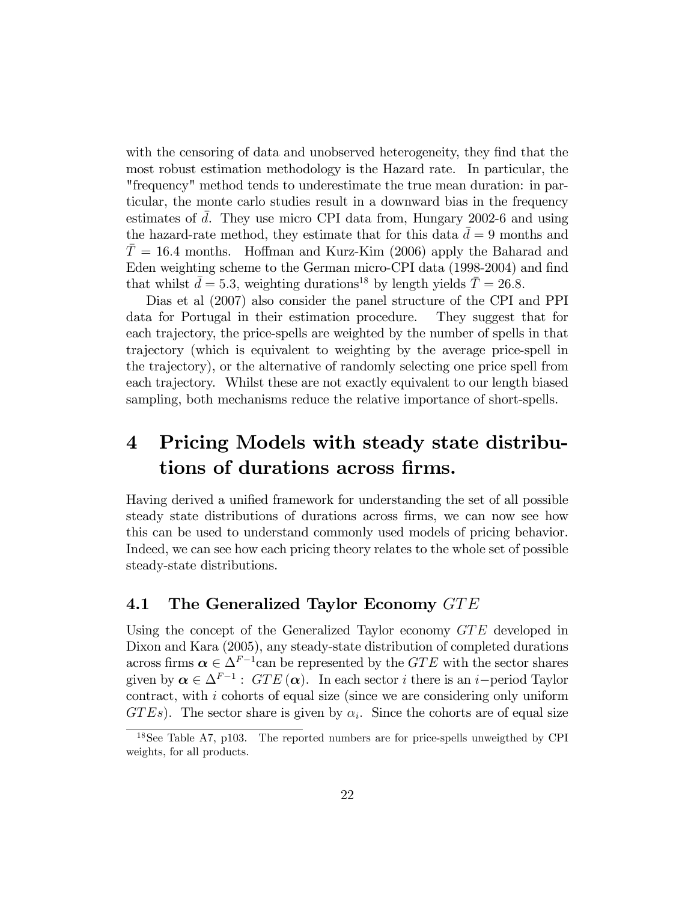with the censoring of data and unobserved heterogeneity, they find that the most robust estimation methodology is the Hazard rate. In particular, the "frequency" method tends to underestimate the true mean duration: in particular, the monte carlo studies result in a downward bias in the frequency estimates of $\bar{d}$. They use micro CPI data from, Hungary 2002-6 and using the hazard-rate method, they estimate that for this data $\bar{d} = 9$ months and $\bar{T} = 16.4$ months. Hoffman and Kurz-Kim (2006) apply the Baharad and Eden weighting scheme to the German micro-CPI data (1998-2004) and find that whilst $\bar{d} = 5.3$, weighting durations[18] by length yields $\bar{T} = 26.8$.

Dias et al (2007) also consider the panel structure of the CPI and PPI data for Portugal in their estimation procedure. They suggest that for each trajectory, the price-spells are weighted by the number of spells in that trajectory (which is equivalent to weighting by the average price-spell in the trajectory), or the alternative of randomly selecting one price spell from each trajectory. Whilst these are not exactly equivalent to our length biased sampling, both mechanisms reduce the relative importance of short-spells.

# 4 Pricing Models with steady state distributions of durations across firms.

Having derived a unified framework for understanding the set of all possible steady state distributions of durations across firms, we can now see how this can be used to understand commonly used models of pricing behavior. Indeed, we can see how each pricing theory relates to the whole set of possible steady-state distributions.

## 4.1 The Generalized Taylor Economy $GTE$

Using the concept of the Generalized Taylor economy $GTE$ developed in Dixon and Kara (2005), any steady-state distribution of completed durations across firms $\boldsymbol{\alpha} \in \Delta^{F-1}$can be represented by the $GTE$ with the sector shares given by $\boldsymbol{\alpha} \in \Delta^{F-1}$ : $GTE(\boldsymbol{\alpha})$. In each sector $i$ there is an $i-$period Taylor contract, with $i$ cohorts of equal size (since we are considering only uniform $GTEs$). The sector share is given by $\alpha_i$. Since the cohorts are of equal size

[18] See Table A7, p103. The reported numbers are for price-spells unweigthed by CPI weights, for all products.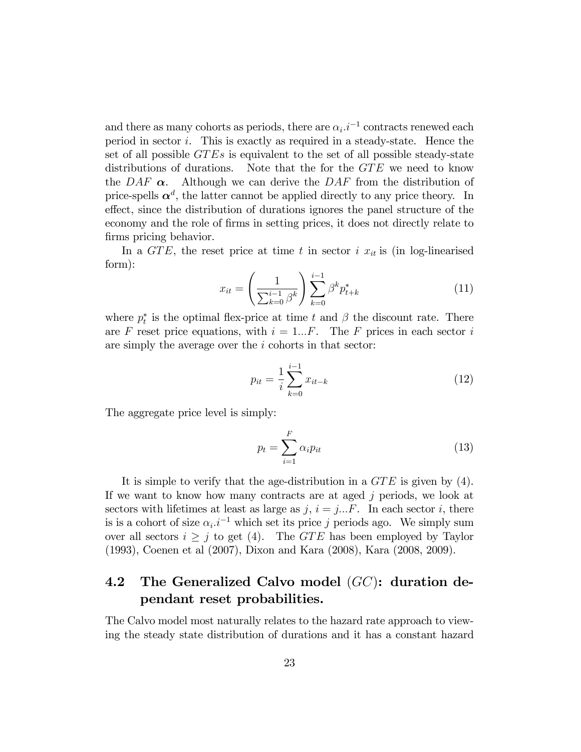and there as many cohorts as periods, there are $\alpha_i.i^{-1}$ contracts renewed each period in sector $i$. This is exactly as required in a steady-state. Hence the set of all possible $GTEs$ is equivalent to the set of all possible steady-state distributions of durations. Note that the for the $GTE$ we need to know the $DAF$ $\boldsymbol{\alpha}$. Although we can derive the $DAF$ from the distribution of price-spells $\boldsymbol{\alpha}^d$, the latter cannot be applied directly to any price theory. In effect, since the distribution of durations ignores the panel structure of the economy and the role of firms in setting prices, it does not directly relate to firms pricing behavior.

In a $GTE$, the reset price at time $t$ in sector $i$ $x_{it}$ is (in log-linearised form):

$$x_{it} = \left( \frac{1}{\sum_{k=0}^{i-1} \beta^k} \right) \sum_{k=0}^{i-1} \beta^k p^*_{t+k} \tag{11}$$

where $p^*_t$ is the optimal flex-price at time $t$ and $\beta$ the discount rate. There are $F$ reset price equations, with $i = 1...F$. The $F$ prices in each sector $i$ are simply the average over the $i$ cohorts in that sector:

$$p_{it} = \frac{1}{i} \sum_{k=0}^{i-1} x_{it-k} \tag{12}$$

The aggregate price level is simply:

$$p_t = \sum_{i=1}^{F} \alpha_i p_{it} \tag{13}$$

It is simple to verify that the age-distribution in a $GTE$ is given by (4). If we want to know how many contracts are at aged $j$ periods, we look at sectors with lifetimes at least as large as $j$, $i = j...F$. In each sector $i$, there is is a cohort of size $\alpha_i.i^{-1}$ which set its price $j$ periods ago. We simply sum over all sectors $i \geq j$ to get (4). The $GTE$ has been employed by Taylor (1993), Coenen et al (2007), Dixon and Kara (2008), Kara (2008, 2009).

## 4.2 The Generalized Calvo model ($GC$): duration dependant reset probabilities.

The Calvo model most naturally relates to the hazard rate approach to viewing the steady state distribution of durations and it has a constant hazard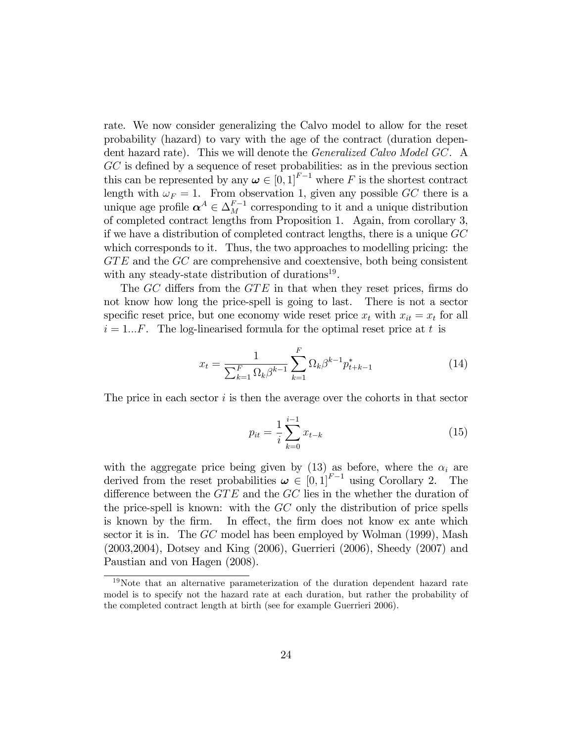rate. We now consider generalizing the Calvo model to allow for the reset probability (hazard) to vary with the age of the contract (duration dependent hazard rate). This we will denote the *Generalized Calvo Model GC*. A $GC$ is defined by a sequence of reset probabilities: as in the previous section this can be represented by any $\boldsymbol{\omega} \in [0,1]^{F-1}$ where $F$ is the shortest contract length with $\omega_F = 1$. From observation 1, given any possible $GC$ there is a unique age profile $\boldsymbol{\alpha}^A \in \Delta_M^{F-1}$ corresponding to it and a unique distribution of completed contract lengths from Proposition 1. Again, from corollary 3, if we have a distribution of completed contract lengths, there is a unique $GC$ which corresponds to it. Thus, the two approaches to modelling pricing: the $GTE$ and the $GC$ are comprehensive and coextensive, both being consistent with any steady-state distribution of durations[19].

The $GC$ differs from the $GTE$ in that when they reset prices, firms do not know how long the price-spell is going to last. There is not a sector specific reset price, but one economy wide reset price $x_t$ with $x_{it} = x_t$ for all $i = 1...F$. The log-linearised formula for the optimal reset price at $t$ is

$$x_t = \frac{1}{\sum_{k=1}^{F} \Omega_k \beta^{k-1}} \sum_{k=1}^{F} \Omega_k \beta^{k-1} p_{t+k-1}^* \tag{14}$$

The price in each sector $i$ is then the average over the cohorts in that sector

$$p_{it} = \frac{1}{i} \sum_{k=0}^{i-1} x_{t-k} \tag{15}$$

with the aggregate price being given by (13) as before, where the $\alpha_i$ are derived from the reset probabilities $\boldsymbol{\omega} \in [0,1]^{F-1}$ using Corollary 2. The difference between the $GTE$ and the $GC$ lies in the whether the duration of the price-spell is known: with the $GC$ only the distribution of price spells is known by the firm. In effect, the firm does not know ex ante which sector it is in. The $GC$ model has been employed by Wolman (1999), Mash (2003,2004), Dotsey and King (2006), Guerrieri (2006), Sheedy (2007) and Paustian and von Hagen (2008).

[19] Note that an alternative parameterization of the duration dependent hazard rate model is to specify not the hazard rate at each duration, but rather the probability of the completed contract length at birth (see for example Guerrieri 2006).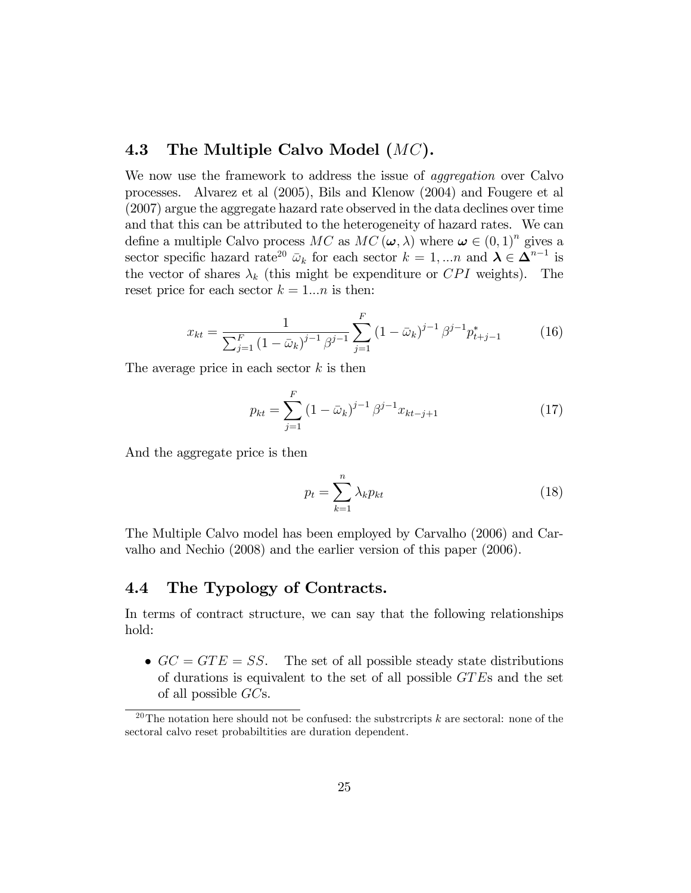## 4.3 The Multiple Calvo Model ($MC$).

We now use the framework to address the issue of *aggregation* over Calvo processes. Alvarez et al (2005), Bils and Klenow (2004) and Fougere et al (2007) argue the aggregate hazard rate observed in the data declines over time and that this can be attributed to the heterogeneity of hazard rates. We can define a multiple Calvo process $MC$ as $MC(\boldsymbol{\omega}, \lambda)$ where $\boldsymbol{\omega} \in (0,1)^n$ gives a sector specific hazard rate[20] $\bar{\omega}_k$ for each sector $k = 1, ...n$ and $\boldsymbol{\lambda} \in \boldsymbol{\Delta}^{n-1}$ is the vector of shares $\lambda_k$ (this might be expenditure or $CPI$ weights). The reset price for each sector $k = 1...n$ is then:

$$x_{kt} = \frac{1}{\sum_{j=1}^{F} (1-\bar{\omega}_k)^{j-1} \beta^{j-1}} \sum_{j=1}^{F} (1-\bar{\omega}_k)^{j-1} \beta^{j-1} p^*_{t+j-1} \tag{16}$$

The average price in each sector $k$ is then

$$p_{kt} = \sum_{j=1}^{F} (1-\bar{\omega}_k)^{j-1} \beta^{j-1} x_{kt-j+1} \tag{17}$$

And the aggregate price is then

$$p_t = \sum_{k=1}^{n} \lambda_k p_{kt} \tag{18}$$

The Multiple Calvo model has been employed by Carvalho (2006) and Carvalho and Nechio (2008) and the earlier version of this paper (2006).

## 4.4 The Typology of Contracts.

In terms of contract structure, we can say that the following relationships hold:

- $GC = GTE = SS$. The set of all possible steady state distributions of durations is equivalent to the set of all possible $GTE$s and the set of all possible $GC$s.

[20] The notation here should not be confused: the substrcripts $k$ are sectoral: none of the sectoral calvo reset probabiltities are duration dependent.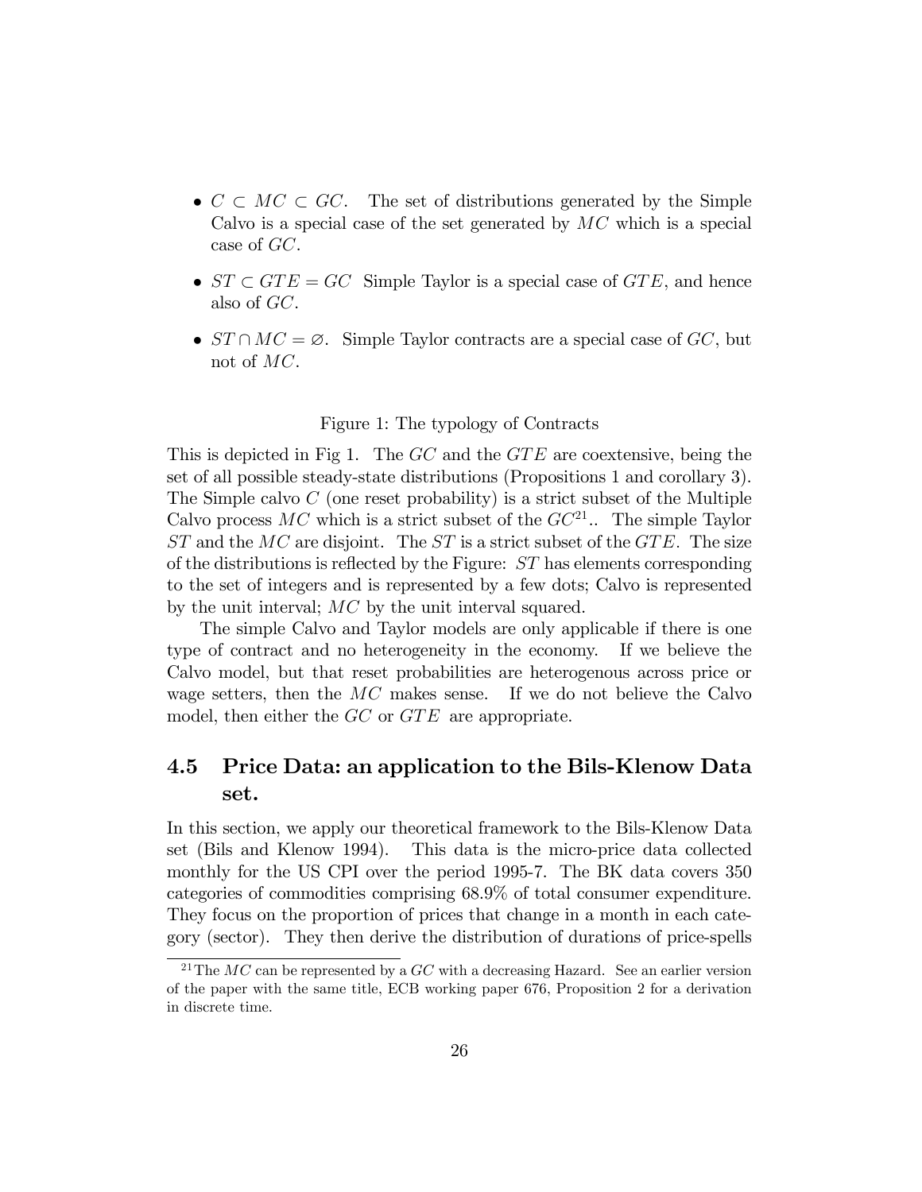- $C \subset MC \subset GC$. The set of distributions generated by the Simple Calvo is a special case of the set generated by $MC$ which is a special case of $GC$.

- $ST \subset GTE = GC$ Simple Taylor is a special case of $GTE$, and hence also of $GC$.

- $ST \cap MC = \varnothing$. Simple Taylor contracts are a special case of $GC$, but not of $MC$.

Figure 1: The typology of Contracts

This is depicted in Fig 1. The $GC$ and the $GTE$ are coextensive, being the set of all possible steady-state distributions (Propositions 1 and corollary 3). The Simple calvo $C$ (one reset probability) is a strict subset of the Multiple Calvo process $MC$ which is a strict subset of the $GC$[21].. The simple Taylor $ST$ and the $MC$ are disjoint. The $ST$ is a strict subset of the $GTE$. The size of the distributions is reflected by the Figure: $ST$ has elements corresponding to the set of integers and is represented by a few dots; Calvo is represented by the unit interval; $MC$ by the unit interval squared.

The simple Calvo and Taylor models are only applicable if there is one type of contract and no heterogeneity in the economy. If we believe the Calvo model, but that reset probabilities are heterogenous across price or wage setters, then the $MC$ makes sense. If we do not believe the Calvo model, then either the $GC$ or $GTE$ are appropriate.

## 4.5 Price Data: an application to the Bils-Klenow Data set.

In this section, we apply our theoretical framework to the Bils-Klenow Data set (Bils and Klenow 1994). This data is the micro-price data collected monthly for the US CPI over the period 1995-7. The BK data covers 350 categories of commodities comprising 68.9% of total consumer expenditure. They focus on the proportion of prices that change in a month in each category (sector). They then derive the distribution of durations of price-spells

[21] The $MC$ can be represented by a $GC$ with a decreasing Hazard. See an earlier version of the paper with the same title, ECB working paper 676, Proposition 2 for a derivation in discrete time.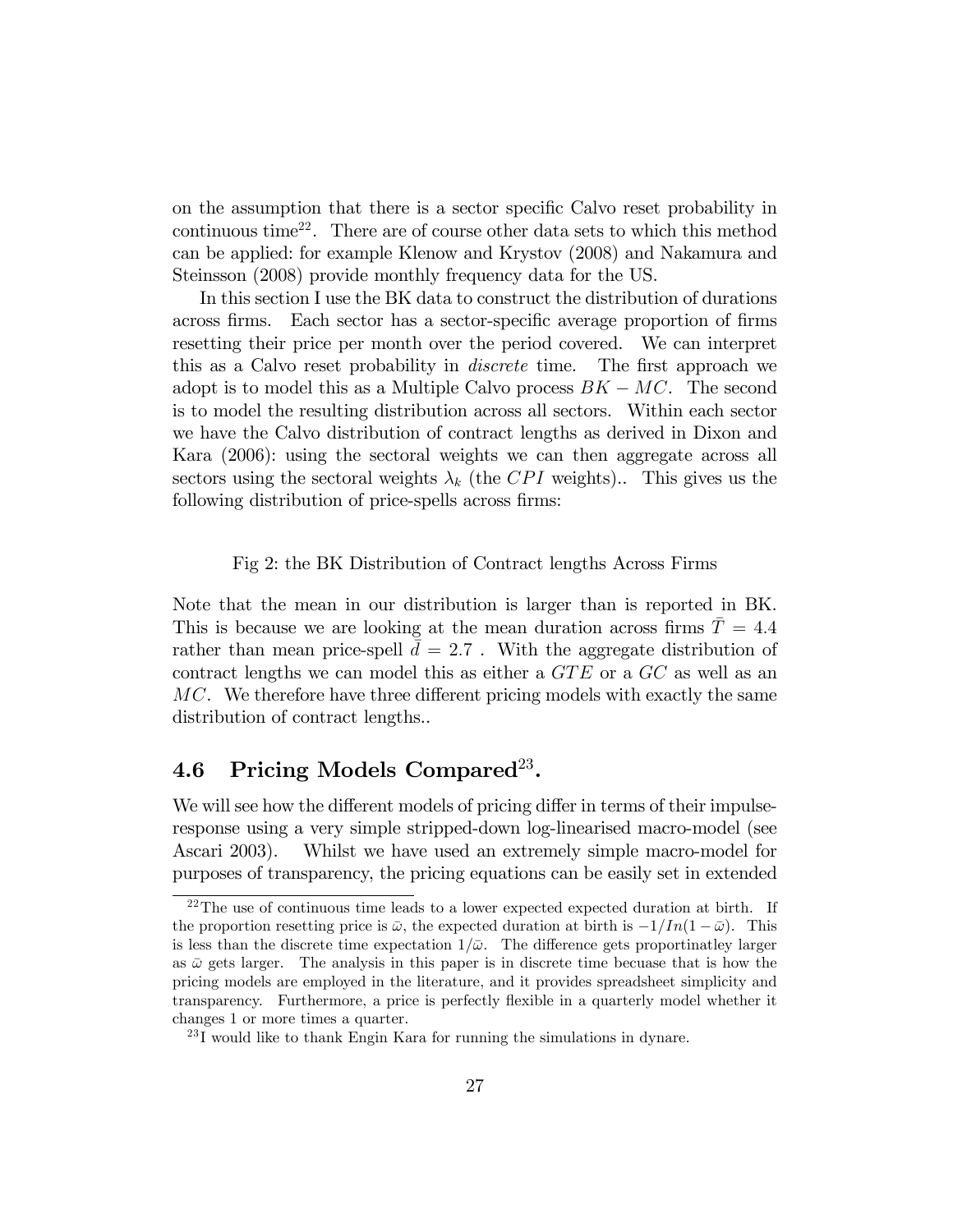on the assumption that there is a sector specific Calvo reset probability in continuous time[22]. There are of course other data sets to which this method can be applied: for example Klenow and Krystov (2008) and Nakamura and Steinsson (2008) provide monthly frequency data for the US.

In this section I use the BK data to construct the distribution of durations across firms. Each sector has a sector-specific average proportion of firms resetting their price per month over the period covered. We can interpret this as a Calvo reset probability in *discrete* time. The first approach we adopt is to model this as a Multiple Calvo process $BK-MC$. The second is to model the resulting distribution across all sectors. Within each sector we have the Calvo distribution of contract lengths as derived in Dixon and Kara (2006): using the sectoral weights we can then aggregate across all sectors using the sectoral weights $\lambda_k$ (the $CPI$ weights).. This gives us the following distribution of price-spells across firms:

Fig 2: the BK Distribution of Contract lengths Across Firms

Note that the mean in our distribution is larger than is reported in BK. This is because we are looking at the mean duration across firms $\bar{T} = 4.4$ rather than mean price-spell $\bar{d} = 2.7$ . With the aggregate distribution of contract lengths we can model this as either a $GTE$ or a $GC$ as well as an $MC$. We therefore have three different pricing models with exactly the same distribution of contract lengths..

## 4.6 Pricing Models Compared[23].

We will see how the different models of pricing differ in terms of their impulse-response using a very simple stripped-down log-linearised macro-model (see Ascari 2003). Whilst we have used an extremely simple macro-model for purposes of transparency, the pricing equations can be easily set in extended

[22] The use of continuous time leads to a lower expected expected duration at birth. If the proportion resetting price is $\bar{\omega}$, the expected duration at birth is $-1/In(1-\bar{\omega})$. This is less than the discrete time expectation $1/\bar{\omega}$. The difference gets proportinatley larger as $\bar{\omega}$ gets larger. The analysis in this paper is in discrete time becuase that is how the pricing models are employed in the literature, and it provides spreadsheet simplicity and transparency. Furthermore, a price is perfectly flexible in a quarterly model whether it changes 1 or more times a quarter.

[23] I would like to thank Engin Kara for running the simulations in dynare.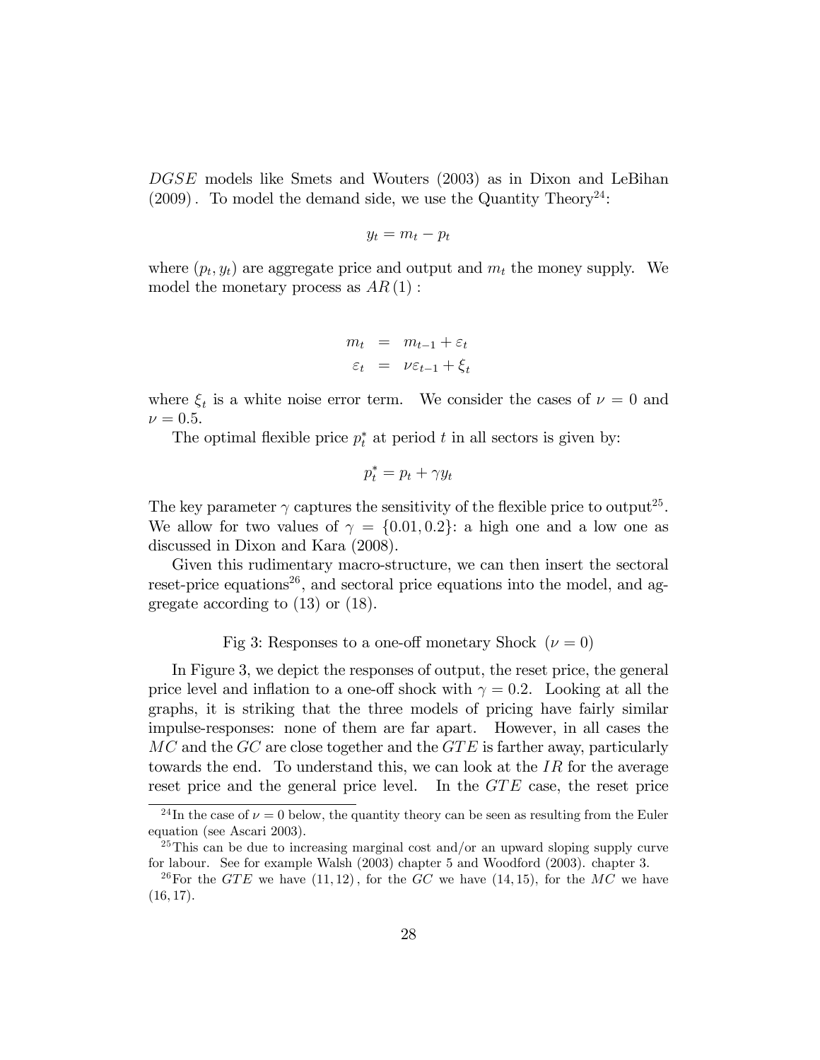$DGSE$ models like Smets and Wouters (2003) as in Dixon and LeBihan (2009). To model the demand side, we use the Quantity Theory[24]:

$$y_t = m_t - p_t$$

where $(p_t, y_t)$ are aggregate price and output and $m_t$ the money supply. We model the monetary process as $AR(1)$ :

$$\begin{aligned} m_t &= m_{t-1} + \varepsilon_t \\ \varepsilon_t &= \nu \varepsilon_{t-1} + \xi_t \end{aligned}$$

where $\xi_t$ is a white noise error term. We consider the cases of $\nu = 0$ and $\nu = 0.5$.

The optimal flexible price $p_t^*$ at period $t$ in all sectors is given by:

$$p_t^* = p_t + \gamma y_t$$

The key parameter $\gamma$ captures the sensitivity of the flexible price to output[25]. We allow for two values of $\gamma = \{0.01, 0.2\}$: a high one and a low one as discussed in Dixon and Kara (2008).

Given this rudimentary macro-structure, we can then insert the sectoral reset-price equations[26], and sectoral price equations into the model, and aggregate according to (13) or (18).

Fig 3: Responses to a one-off monetary Shock ($\nu = 0$)

In Figure 3, we depict the responses of output, the reset price, the general price level and inflation to a one-off shock with $\gamma = 0.2$. Looking at all the graphs, it is striking that the three models of pricing have fairly similar impulse-responses: none of them are far apart. However, in all cases the $MC$ and the $GC$ are close together and the $GTE$ is farther away, particularly towards the end. To understand this, we can look at the $IR$ for the average reset price and the general price level. In the $GTE$ case, the reset price

[24] In the case of $\nu = 0$ below, the quantity theory can be seen as resulting from the Euler equation (see Ascari 2003).

[25] This can be due to increasing marginal cost and/or an upward sloping supply curve for labour. See for example Walsh (2003) chapter 5 and Woodford (2003). chapter 3.

[26] For the $GTE$ we have $(11, 12)$, for the $GC$ we have $(14, 15)$, for the $MC$ we have $(16, 17)$.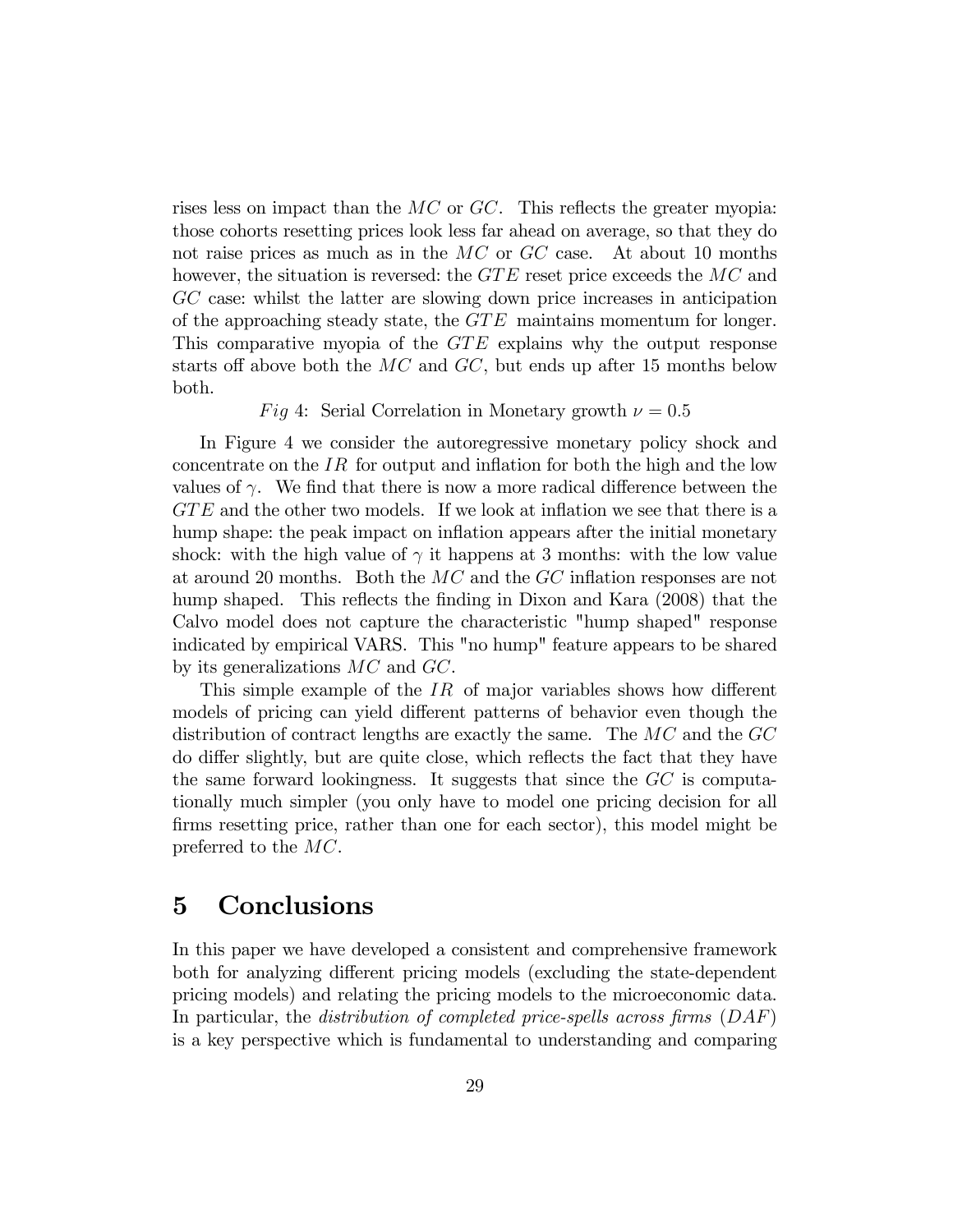rises less on impact than the $MC$ or $GC$. This reflects the greater myopia: those cohorts resetting prices look less far ahead on average, so that they do not raise prices as much as in the $MC$ or $GC$ case. At about 10 months however, the situation is reversed: the $GTE$ reset price exceeds the $MC$ and $GC$ case: whilst the latter are slowing down price increases in anticipation of the approaching steady state, the $GTE$ maintains momentum for longer. This comparative myopia of the $GTE$ explains why the output response starts off above both the $MC$ and $GC$, but ends up after 15 months below both.

$Fig$ 4: Serial Correlation in Monetary growth $\nu = 0.5$

In Figure 4 we consider the autoregressive monetary policy shock and concentrate on the $IR$ for output and inflation for both the high and the low values of $\gamma$. We find that there is now a more radical difference between the $GTE$ and the other two models. If we look at inflation we see that there is a hump shape: the peak impact on inflation appears after the initial monetary shock: with the high value of $\gamma$ it happens at 3 months: with the low value at around 20 months. Both the $MC$ and the $GC$ inflation responses are not hump shaped. This reflects the finding in Dixon and Kara (2008) that the Calvo model does not capture the characteristic "hump shaped" response indicated by empirical VARS. This "no hump" feature appears to be shared by its generalizations $MC$ and $GC$.

This simple example of the $IR$ of major variables shows how different models of pricing can yield different patterns of behavior even though the distribution of contract lengths are exactly the same. The $MC$ and the $GC$ do differ slightly, but are quite close, which reflects the fact that they have the same forward lookingness. It suggests that since the $GC$ is computationally much simpler (you only have to model one pricing decision for all firms resetting price, rather than one for each sector), this model might be preferred to the $MC$.

# 5 Conclusions

In this paper we have developed a consistent and comprehensive framework both for analyzing different pricing models (excluding the state-dependent pricing models) and relating the pricing models to the microeconomic data. In particular, the *distribution of completed price-spells across firms* ($DAF$) is a key perspective which is fundamental to understanding and comparing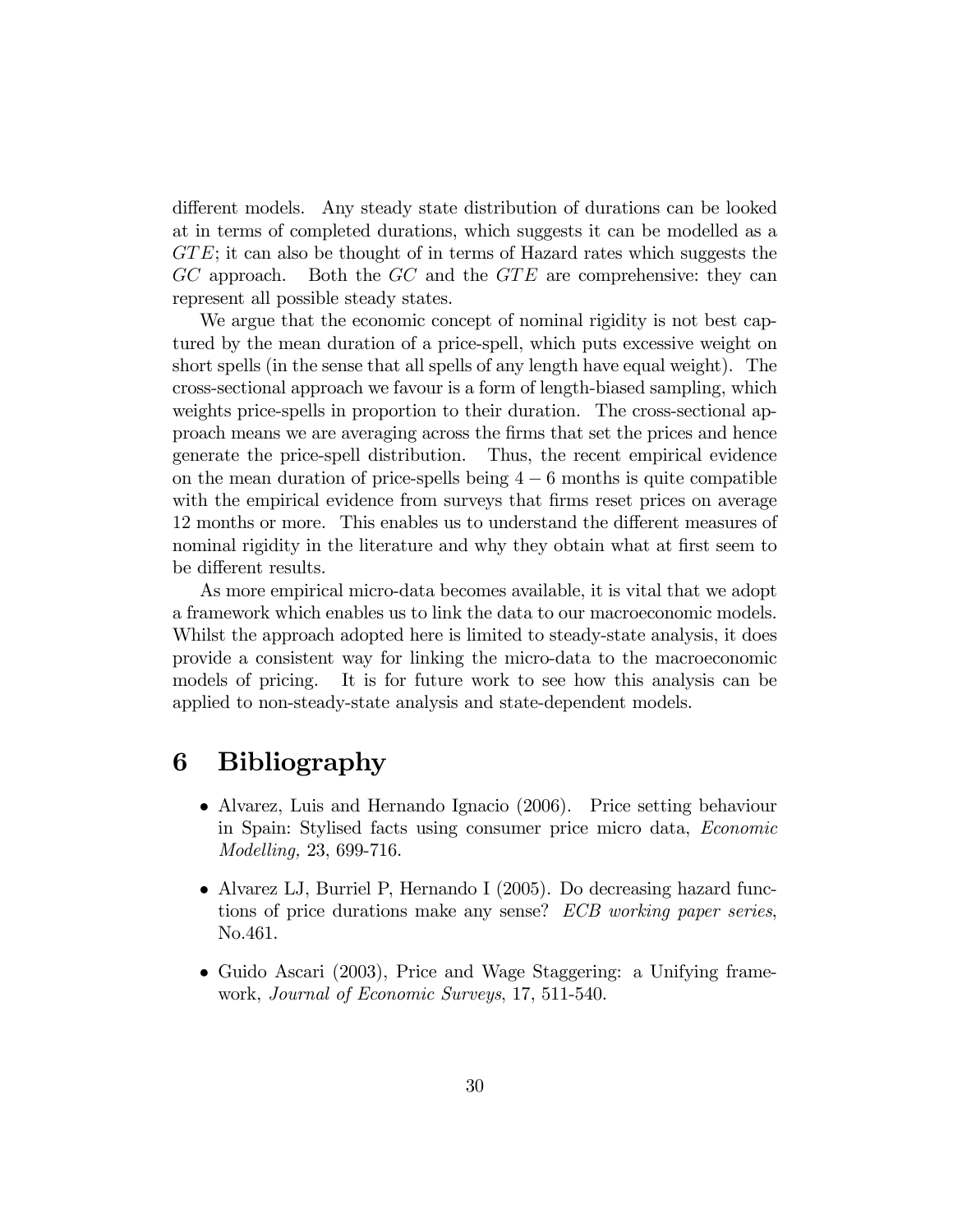different models. Any steady state distribution of durations can be looked at in terms of completed durations, which suggests it can be modelled as a $GTE$; it can also be thought of in terms of Hazard rates which suggests the $GC$ approach. Both the $GC$ and the $GTE$ are comprehensive: they can represent all possible steady states.

We argue that the economic concept of nominal rigidity is not best captured by the mean duration of a price-spell, which puts excessive weight on short spells (in the sense that all spells of any length have equal weight). The cross-sectional approach we favour is a form of length-biased sampling, which weights price-spells in proportion to their duration. The cross-sectional approach means we are averaging across the firms that set the prices and hence generate the price-spell distribution. Thus, the recent empirical evidence on the mean duration of price-spells being $4-6$ months is quite compatible with the empirical evidence from surveys that firms reset prices on average 12 months or more. This enables us to understand the different measures of nominal rigidity in the literature and why they obtain what at first seem to be different results.

As more empirical micro-data becomes available, it is vital that we adopt a framework which enables us to link the data to our macroeconomic models. Whilst the approach adopted here is limited to steady-state analysis, it does provide a consistent way for linking the micro-data to the macroeconomic models of pricing. It is for future work to see how this analysis can be applied to non-steady-state analysis and state-dependent models.

# 6 Bibliography

- Alvarez, Luis and Hernando Ignacio (2006). Price setting behaviour in Spain: Stylised facts using consumer price micro data, *Economic Modelling,* 23, 699-716.
- Alvarez LJ, Burriel P, Hernando I (2005). Do decreasing hazard functions of price durations make any sense? *ECB working paper series*, No.461.
- Guido Ascari (2003), Price and Wage Staggering: a Unifying framework, *Journal of Economic Surveys*, 17, 511-540.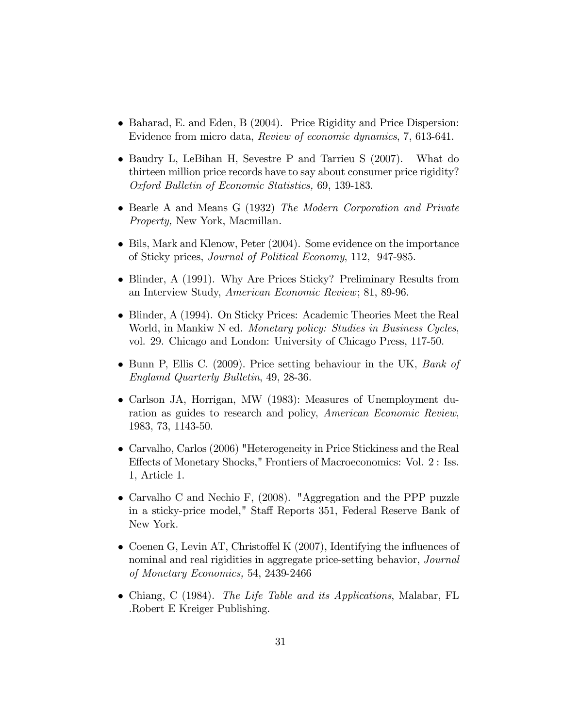- Baharad, E. and Eden, B (2004). Price Rigidity and Price Dispersion: Evidence from micro data, *Review of economic dynamics*, 7, 613-641.

- Baudry L, LeBihan H, Sevestre P and Tarrieu S (2007). What do thirteen million price records have to say about consumer price rigidity? *Oxford Bulletin of Economic Statistics,* 69, 139-183.

- Bearle A and Means G (1932) *The Modern Corporation and Private Property,* New York, Macmillan.

- Bils, Mark and Klenow, Peter (2004). Some evidence on the importance of Sticky prices, *Journal of Political Economy*, 112, 947-985.

- Blinder, A (1991). Why Are Prices Sticky? Preliminary Results from an Interview Study, *American Economic Review*; 81, 89-96.

- Blinder, A (1994). On Sticky Prices: Academic Theories Meet the Real World, in Mankiw N ed. *Monetary policy: Studies in Business Cycles*, vol. 29. Chicago and London: University of Chicago Press, 117-50.

- Bunn P, Ellis C. (2009). Price setting behaviour in the UK, *Bank of Englamd Quarterly Bulletin*, 49, 28-36.

- Carlson JA, Horrigan, MW (1983): Measures of Unemployment duration as guides to research and policy, *American Economic Review*, 1983, 73, 1143-50.

- Carvalho, Carlos (2006) "Heterogeneity in Price Stickiness and the Real Effects of Monetary Shocks," Frontiers of Macroeconomics: Vol. 2 : Iss. 1, Article 1.

- Carvalho C and Nechio F, (2008). "Aggregation and the PPP puzzle in a sticky-price model," Staff Reports 351, Federal Reserve Bank of New York.

- Coenen G, Levin AT, Christoffel K (2007), Identifying the influences of nominal and real rigidities in aggregate price-setting behavior, *Journal of Monetary Economics,* 54, 2439-2466

- Chiang, C (1984). *The Life Table and its Applications*, Malabar, FL .Robert E Kreiger Publishing.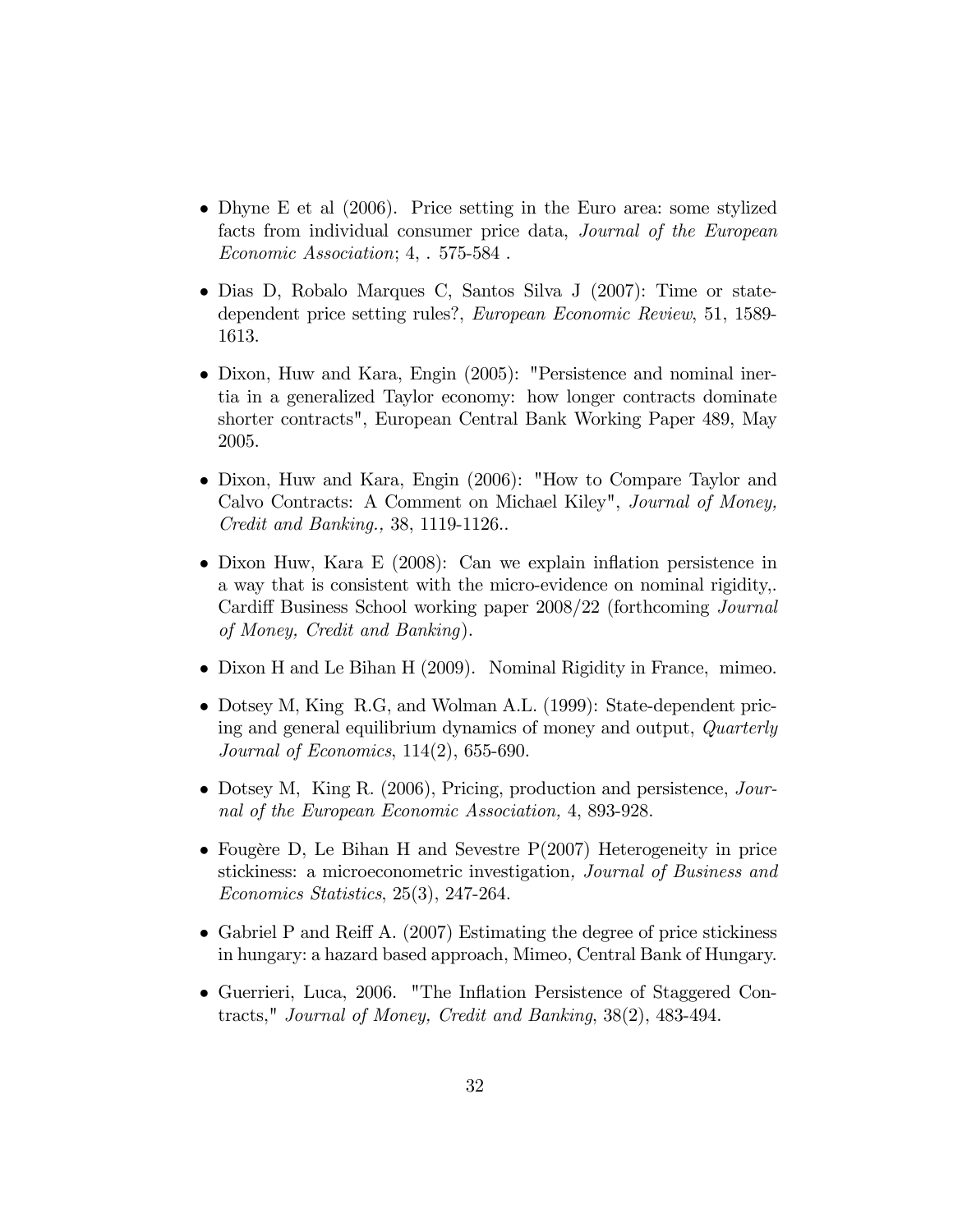- Dhyne E et al (2006). Price setting in the Euro area: some stylized facts from individual consumer price data, *Journal of the European Economic Association*; 4, . 575-584 .

- Dias D, Robalo Marques C, Santos Silva J (2007): Time or state-dependent price setting rules?, *European Economic Review*, 51, 1589-1613.

- Dixon, Huw and Kara, Engin (2005): "Persistence and nominal inertia in a generalized Taylor economy: how longer contracts dominate shorter contracts", European Central Bank Working Paper 489, May 2005.

- Dixon, Huw and Kara, Engin (2006): "How to Compare Taylor and Calvo Contracts: A Comment on Michael Kiley", *Journal of Money, Credit and Banking.,* 38, 1119-1126..

- Dixon Huw, Kara E (2008): Can we explain inflation persistence in a way that is consistent with the micro-evidence on nominal rigidity,. Cardiff Business School working paper 2008/22 (forthcoming *Journal of Money, Credit and Banking*).

- Dixon H and Le Bihan H (2009). Nominal Rigidity in France, mimeo.

- Dotsey M, King R.G, and Wolman A.L. (1999): State-dependent pricing and general equilibrium dynamics of money and output, *Quarterly Journal of Economics*, 114(2), 655-690.

- Dotsey M, King R. (2006), Pricing, production and persistence, *Journal of the European Economic Association,* 4, 893-928.

- Fougère D, Le Bihan H and Sevestre P(2007) Heterogeneity in price stickiness: a microeconometric investigation*, Journal of Business and Economics Statistics*, 25(3), 247-264.

- Gabriel P and Reiff A. (2007) Estimating the degree of price stickiness in hungary: a hazard based approach, Mimeo, Central Bank of Hungary.

- Guerrieri, Luca, 2006. "The Inflation Persistence of Staggered Contracts," *Journal of Money, Credit and Banking*, 38(2), 483-494.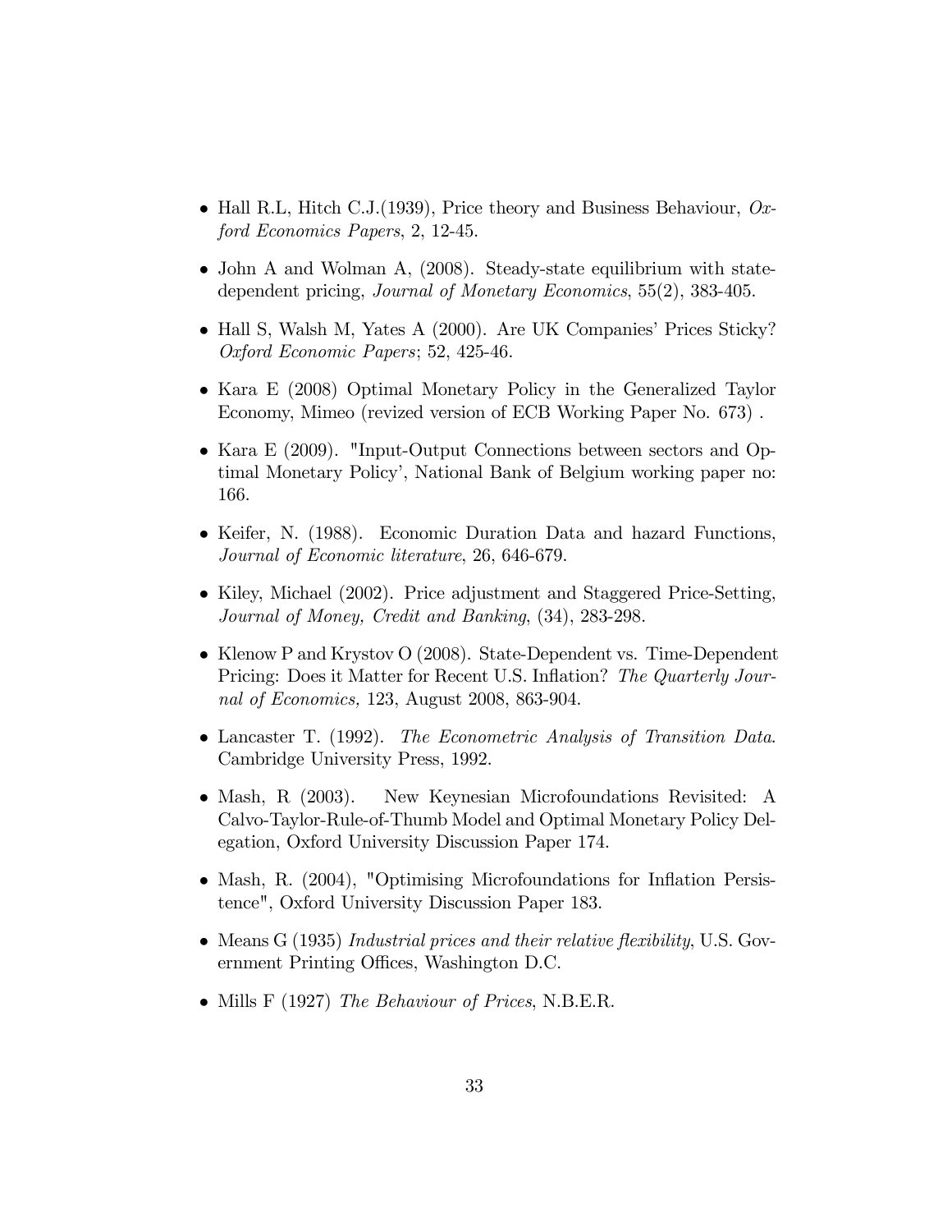- Hall R.L, Hitch C.J.(1939), Price theory and Business Behaviour, *Oxford Economics Papers*, 2, 12-45.

- John A and Wolman A, (2008). Steady-state equilibrium with state-dependent pricing, *Journal of Monetary Economics*, 55(2), 383-405.

- Hall S, Walsh M, Yates A (2000). Are UK Companies' Prices Sticky? *Oxford Economic Papers*; 52, 425-46.

- Kara E (2008) Optimal Monetary Policy in the Generalized Taylor Economy, Mimeo (revized version of ECB Working Paper No. 673) .

- Kara E (2009). "Input-Output Connections between sectors and Optimal Monetary Policy', National Bank of Belgium working paper no: 166.

- Keifer, N. (1988). Economic Duration Data and hazard Functions, *Journal of Economic literature*, 26, 646-679.

- Kiley, Michael (2002). Price adjustment and Staggered Price-Setting, *Journal of Money, Credit and Banking*, (34), 283-298.

- Klenow P and Krystov O (2008). State-Dependent vs. Time-Dependent Pricing: Does it Matter for Recent U.S. Inflation? *The Quarterly Journal of Economics,* 123, August 2008, 863-904.

- Lancaster T. (1992). *The Econometric Analysis of Transition Data*. Cambridge University Press, 1992.

- Mash, R (2003). New Keynesian Microfoundations Revisited: A Calvo-Taylor-Rule-of-Thumb Model and Optimal Monetary Policy Delegation, Oxford University Discussion Paper 174.

- Mash, R. (2004), "Optimising Microfoundations for Inflation Persistence", Oxford University Discussion Paper 183.

- Means G (1935) *Industrial prices and their relative flexibility*, U.S. Government Printing Offices, Washington D.C.

- Mills F (1927) *The Behaviour of Prices*, N.B.E.R.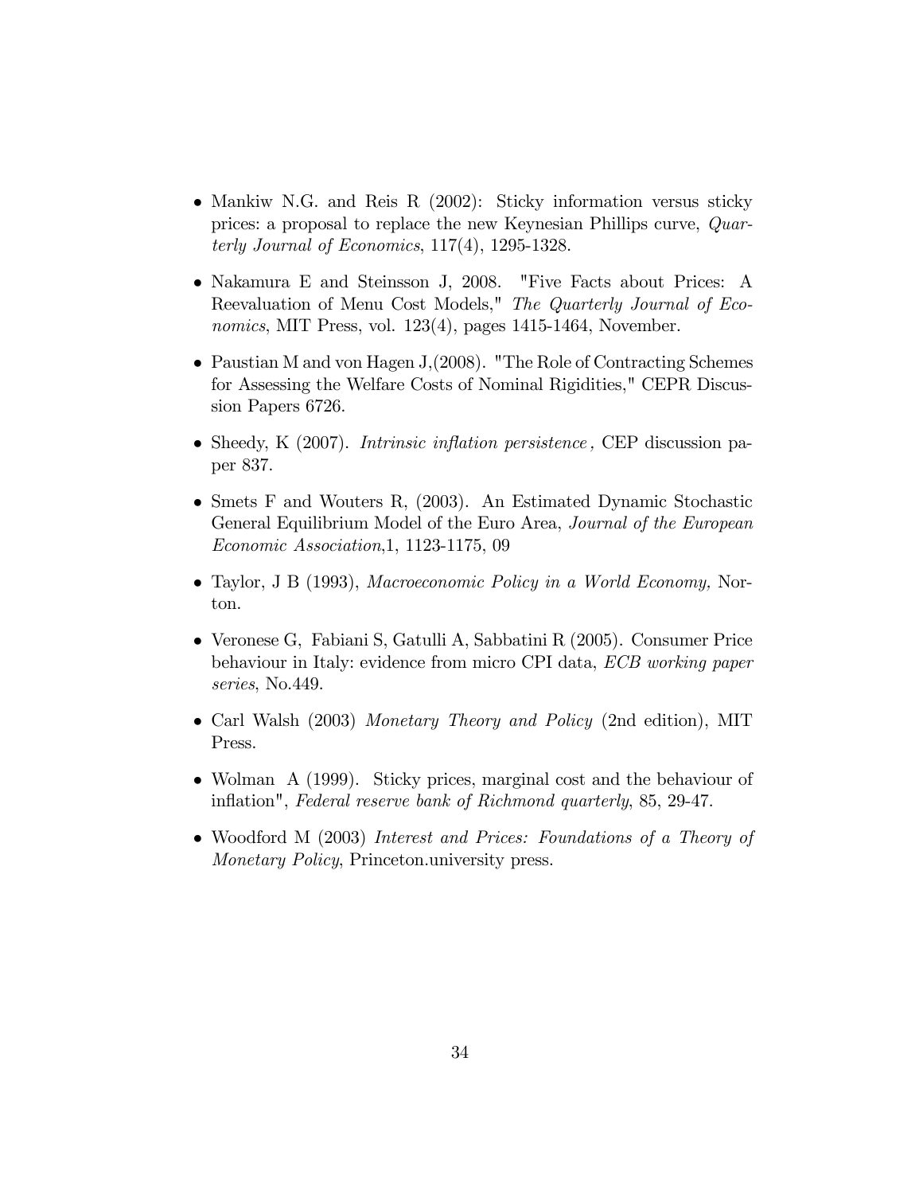- Mankiw N.G. and Reis R (2002): Sticky information versus sticky prices: a proposal to replace the new Keynesian Phillips curve, *Quarterly Journal of Economics*, 117(4), 1295-1328.

- Nakamura E and Steinsson J, 2008. "Five Facts about Prices: A Reevaluation of Menu Cost Models," *The Quarterly Journal of Economics*, MIT Press, vol. 123(4), pages 1415-1464, November.

- Paustian M and von Hagen J,(2008). "The Role of Contracting Schemes for Assessing the Welfare Costs of Nominal Rigidities," CEPR Discussion Papers 6726.

- Sheedy, K (2007). *Intrinsic inflation persistence ,* CEP discussion paper 837.

- Smets F and Wouters R, (2003). An Estimated Dynamic Stochastic General Equilibrium Model of the Euro Area, *Journal of the European Economic Association*,1, 1123-1175, 09

- Taylor, J B (1993), *Macroeconomic Policy in a World Economy,* Norton.

- Veronese G, Fabiani S, Gatulli A, Sabbatini R (2005). Consumer Price behaviour in Italy: evidence from micro CPI data, *ECB working paper series*, No.449.

- Carl Walsh (2003) *Monetary Theory and Policy* (2nd edition), MIT Press.

- Wolman A (1999). Sticky prices, marginal cost and the behaviour of inflation", *Federal reserve bank of Richmond quarterly*, 85, 29-47.

- Woodford M (2003) *Interest and Prices: Foundations of a Theory of Monetary Policy*, Princeton.university press.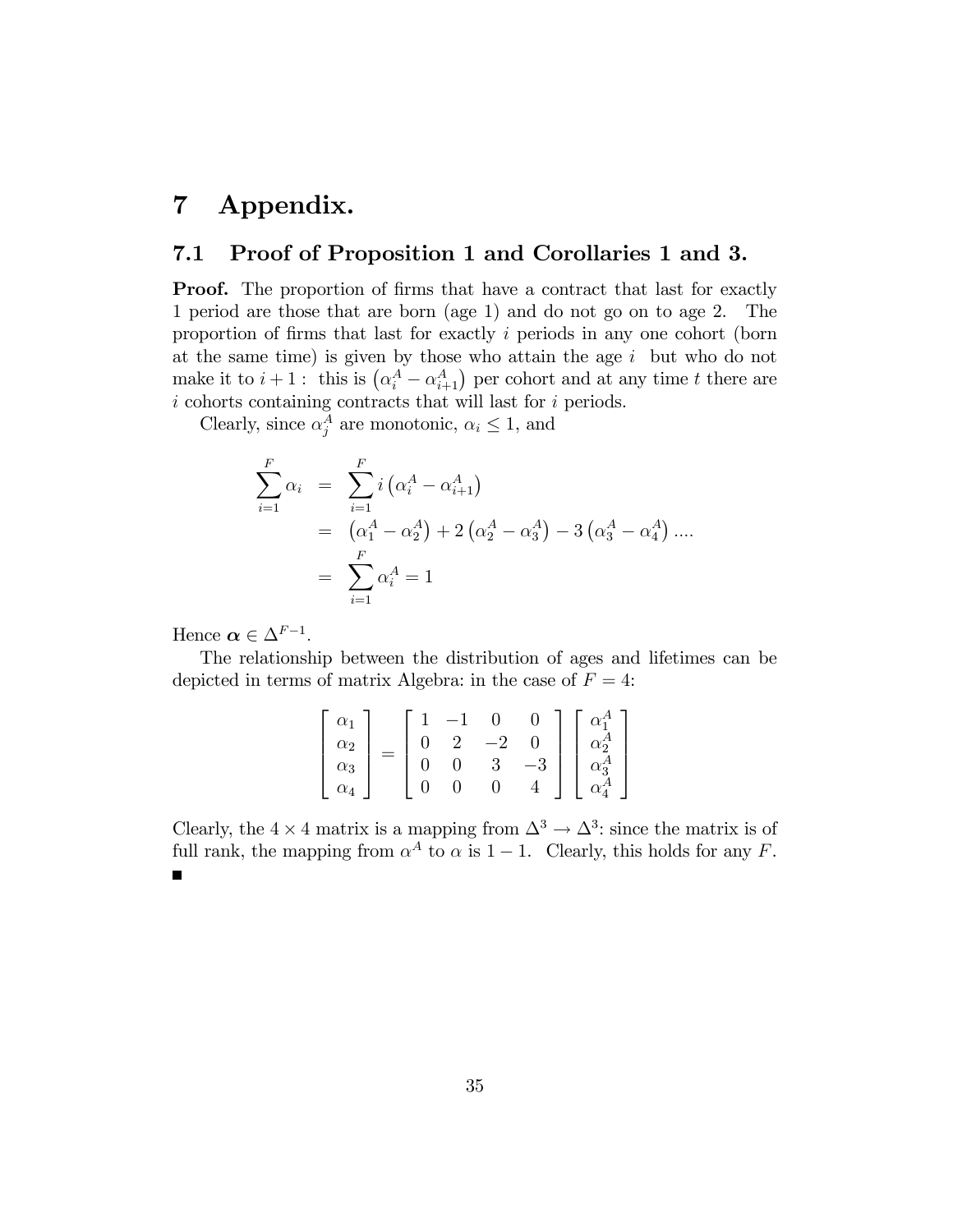# 7 Appendix.

## 7.1 Proof of Proposition 1 and Corollaries 1 and 3.

**Proof.** The proportion of firms that have a contract that last for exactly 1 period are those that are born (age 1) and do not go on to age 2. The proportion of firms that last for exactly $i$ periods in any one cohort (born at the same time) is given by those who attain the age $i$ but who do not make it to $i+1$ : this is $\left(\alpha_i^A - \alpha_{i+1}^A\right)$ per cohort and at any time $t$ there are $i$ cohorts containing contracts that will last for $i$ periods.

Clearly, since $\alpha_j^A$ are monotonic, $\alpha_i \leq 1$, and

$$
\begin{aligned}
\sum_{i=1}^{F} \alpha_i &= \sum_{i=1}^{F} i\left(\alpha_i^A - \alpha_{i+1}^A\right) \\
&= \left(\alpha_1^A - \alpha_2^A\right) + 2\left(\alpha_2^A - \alpha_3^A\right) - 3\left(\alpha_3^A - \alpha_4^A\right) .... \\
&= \sum_{i=1}^{F} \alpha_i^A = 1
\end{aligned}
$$

Hence $\boldsymbol{\alpha} \in \Delta^{F-1}$.

The relationship between the distribution of ages and lifetimes can be depicted in terms of matrix Algebra: in the case of $F = 4$:

$$
\begin{bmatrix} \alpha_1 \\ \alpha_2 \\ \alpha_3 \\ \alpha_4 \end{bmatrix} = \begin{bmatrix} 1 & -1 & 0 & 0 \\ 0 & 2 & -2 & 0 \\ 0 & 0 & 3 & -3 \\ 0 & 0 & 0 & 4 \end{bmatrix} \begin{bmatrix} \alpha_1^A \\ \alpha_2^A \\ \alpha_3^A \\ \alpha_4^A \end{bmatrix}
$$

Clearly, the $4 \times 4$ matrix is a mapping from $\Delta^3 \rightarrow \Delta^3$: since the matrix is of full rank, the mapping from $\alpha^A$ to $\alpha$ is $1-1$. Clearly, this holds for any $F$. ■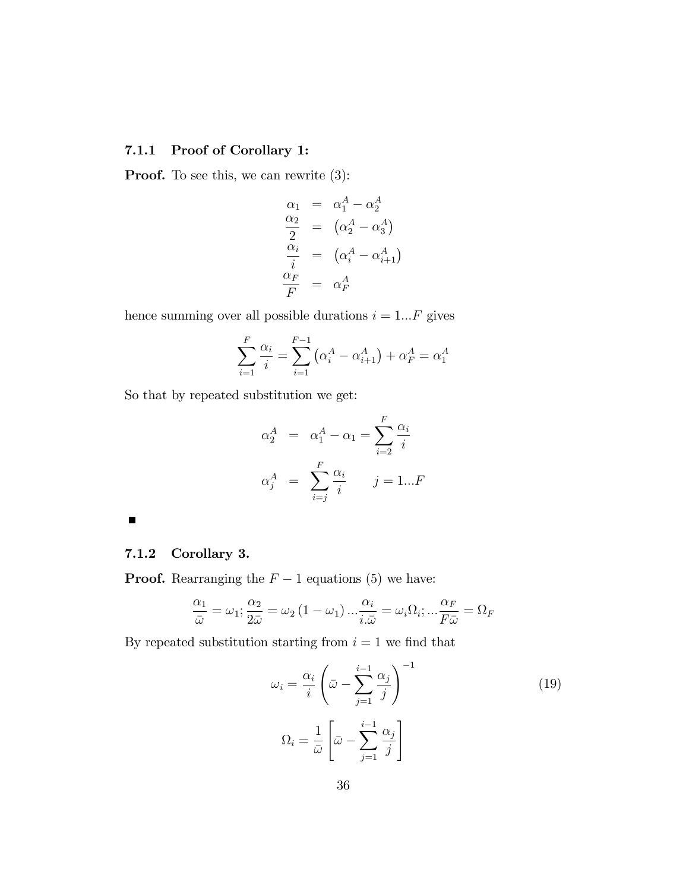#### 7.1.1 Proof of Corollary 1:

**Proof.** To see this, we can rewrite (3):

$$
\begin{aligned}
\alpha_1 &= \alpha_1^A - \alpha_2^A \\
\frac{\alpha_2}{2} &= \left(\alpha_2^A - \alpha_3^A\right) \\
\frac{\alpha_i}{i} &= \left(\alpha_i^A - \alpha_{i+1}^A\right) \\
\frac{\alpha_F}{F} &= \alpha_F^A
\end{aligned}
$$

hence summing over all possible durations $i = 1...F$ gives

$$
\sum_{i=1}^{F} \frac{\alpha_i}{i} = \sum_{i=1}^{F-1} \left(\alpha_i^A - \alpha_{i+1}^A\right) + \alpha_F^A = \alpha_1^A
$$

So that by repeated substitution we get:

$$
\begin{aligned}
\alpha_2^A &= \alpha_1^A - \alpha_1 = \sum_{i=2}^{F} \frac{\alpha_i}{i} \\
\alpha_j^A &= \sum_{i=j}^{F} \frac{\alpha_i}{i} \qquad j = 1...F
\end{aligned}
$$

■

#### 7.1.2 Corollary 3.

**Proof.** Rearranging the $F-1$ equations (5) we have:

$$
\frac{\alpha_1}{\bar{\omega}} = \omega_1; \frac{\alpha_2}{2\bar{\omega}} = \omega_2 \left(1 - \omega_1\right) ... \frac{\alpha_i}{i.\bar{\omega}} = \omega_i \Omega_i; ... \frac{\alpha_F}{F\bar{\omega}} = \Omega_F
$$

By repeated substitution starting from $i = 1$ we find that

$$
\omega_i = \frac{\alpha_i}{i} \left( \bar{\omega} - \sum_{j=1}^{i-1} \frac{\alpha_j}{j} \right)^{-1} \tag{19}
$$

$$
\Omega_i = \frac{1}{\bar{\omega}} \left[ \bar{\omega} - \sum_{j=1}^{i-1} \frac{\alpha_j}{j} \right]
$$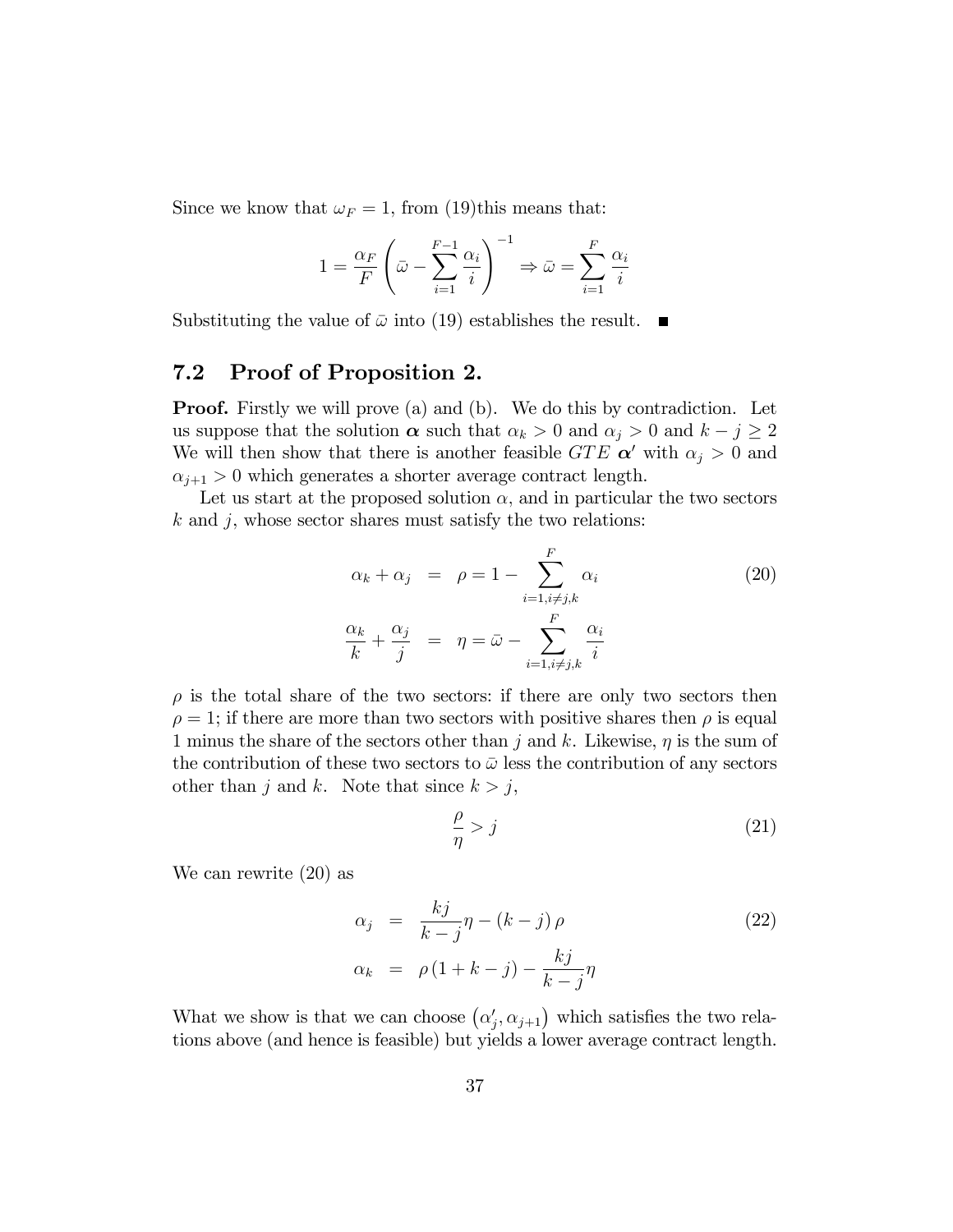Since we know that $\omega_F = 1$, from (19)this means that:

$$1 = \frac{\alpha_F}{F}\left(\bar{\omega} - \sum_{i=1}^{F-1}\frac{\alpha_i}{i}\right)^{-1} \Rightarrow \bar{\omega} = \sum_{i=1}^{F}\frac{\alpha_i}{i}$$

Substituting the value of $\bar{\omega}$ into (19) establishes the result. ■

## 7.2 Proof of Proposition 2.

**Proof.** Firstly we will prove (a) and (b). We do this by contradiction. Let us suppose that the solution $\boldsymbol{\alpha}$ such that $\alpha_k > 0$ and $\alpha_j > 0$ and $k - j \geq 2$ We will then show that there is another feasible $GTE$ $\boldsymbol{\alpha}'$ with $\alpha_j > 0$ and $\alpha_{j+1} > 0$ which generates a shorter average contract length.

Let us start at the proposed solution $\alpha$, and in particular the two sectors $k$ and $j$, whose sector shares must satisfy the two relations:

$$\begin{aligned}
\alpha_k + \alpha_j &= \rho = 1 - \sum_{i=1, i\neq j,k}^{F} \alpha_i \\
\frac{\alpha_k}{k} + \frac{\alpha_j}{j} &= \eta = \bar{\omega} - \sum_{i=1, i\neq j,k}^{F} \frac{\alpha_i}{i}
\end{aligned} \tag{20}$$

$\rho$ is the total share of the two sectors: if there are only two sectors then $\rho = 1$; if there are more than two sectors with positive shares then $\rho$ is equal 1 minus the share of the sectors other than $j$ and $k$. Likewise, $\eta$ is the sum of the contribution of these two sectors to $\bar{\omega}$ less the contribution of any sectors other than $j$ and $k$. Note that since $k > j$,

$$\frac{\rho}{\eta} > j \tag{21}$$

We can rewrite (20) as

$$\begin{aligned}
\alpha_j &= \frac{kj}{k-j}\eta - (k-j)\rho \\
\alpha_k &= \rho(1 + k - j) - \frac{kj}{k-j}\eta
\end{aligned} \tag{22}$$

What we show is that we can choose $(\alpha_j', \alpha_{j+1})$ which satisfies the two relations above (and hence is feasible) but yields a lower average contract length.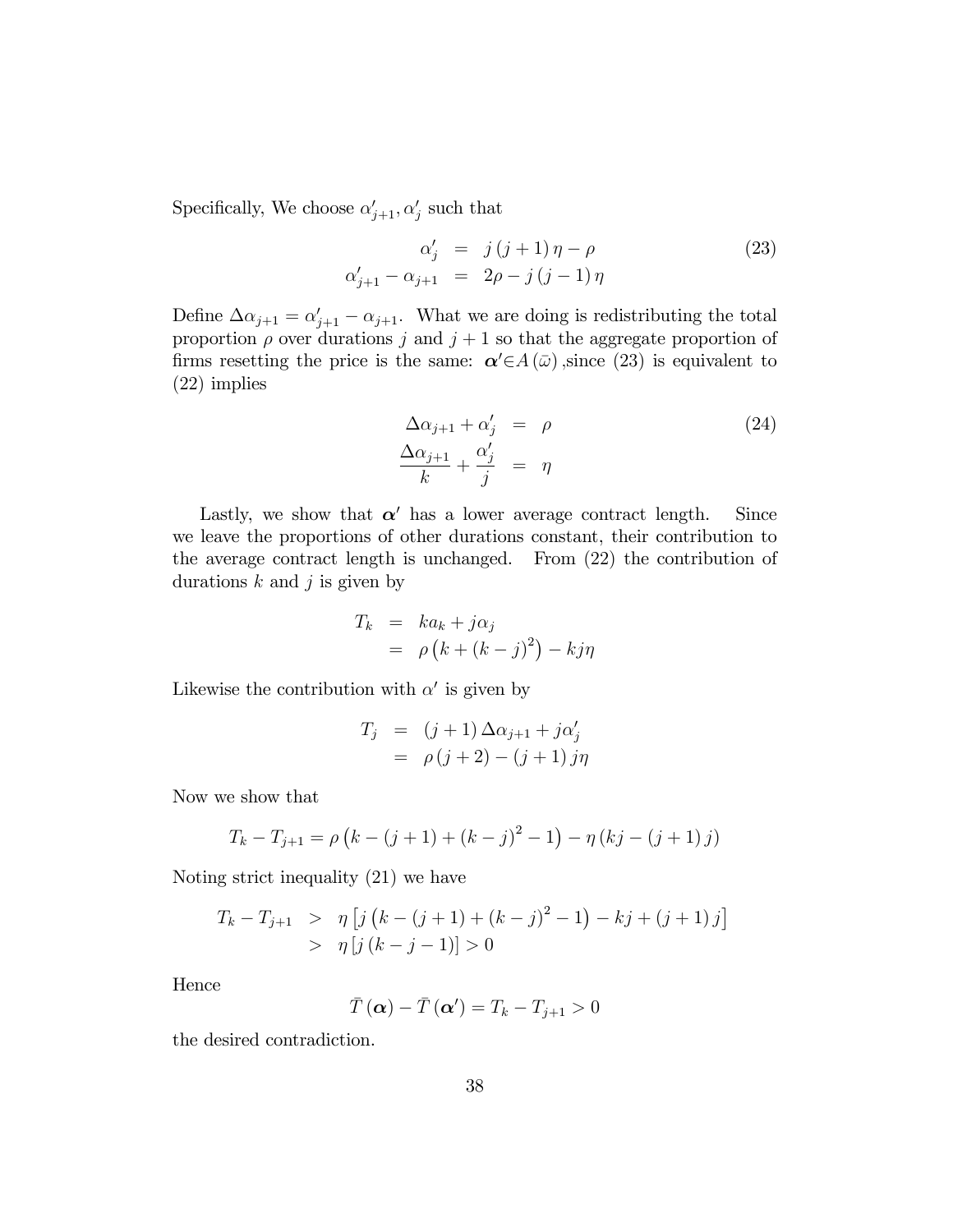Specifically, We choose $\alpha'_{j+1}, \alpha'_j$ such that

$$
\begin{aligned}
\alpha'_j &= j(j+1)\eta - \rho \\
\alpha'_{j+1} - \alpha_{j+1} &= 2\rho - j(j-1)\eta
\end{aligned}
\tag{23}
$$

Define $\Delta\alpha_{j+1} = \alpha'_{j+1} - \alpha_{j+1}$. What we are doing is redistributing the total proportion $\rho$ over durations $j$ and $j+1$ so that the aggregate proportion of firms resetting the price is the same: $\boldsymbol{\alpha}' \in A(\bar{\omega})$ ,since (23) is equivalent to (22) implies

$$
\begin{aligned}
\Delta\alpha_{j+1} + \alpha'_j &= \rho \\
\frac{\Delta\alpha_{j+1}}{k} + \frac{\alpha'_j}{j} &= \eta
\end{aligned}
\tag{24}
$$

Lastly, we show that $\boldsymbol{\alpha}'$ has a lower average contract length. Since we leave the proportions of other durations constant, their contribution to the average contract length is unchanged. From (22) the contribution of durations $k$ and $j$ is given by

$$
\begin{aligned}
T_k &= ka_k + j\alpha_j \\
&= \rho\left(k + (k-j)^2\right) - kj\eta
\end{aligned}
$$

Likewise the contribution with $\alpha'$ is given by

$$
\begin{aligned}
T_j &= (j+1)\Delta\alpha_{j+1} + j\alpha'_j \\
&= \rho(j+2) - (j+1)j\eta
\end{aligned}
$$

Now we show that

$$
T_k - T_{j+1} = \rho\left(k - (j+1) + (k-j)^2 - 1\right) - \eta\left(kj - (j+1)j\right)
$$

Noting strict inequality (21) we have

$$
\begin{aligned}
T_k - T_{j+1} &> \eta\left[j\left(k - (j+1) + (k-j)^2 - 1\right) - kj + (j+1)j\right] \\
&> \eta\left[j(k-j-1)\right] > 0
\end{aligned}
$$

Hence

$$
\bar{T}(\boldsymbol{\alpha}) - \bar{T}(\boldsymbol{\alpha}') = T_k - T_{j+1} > 0
$$

the desired contradiction.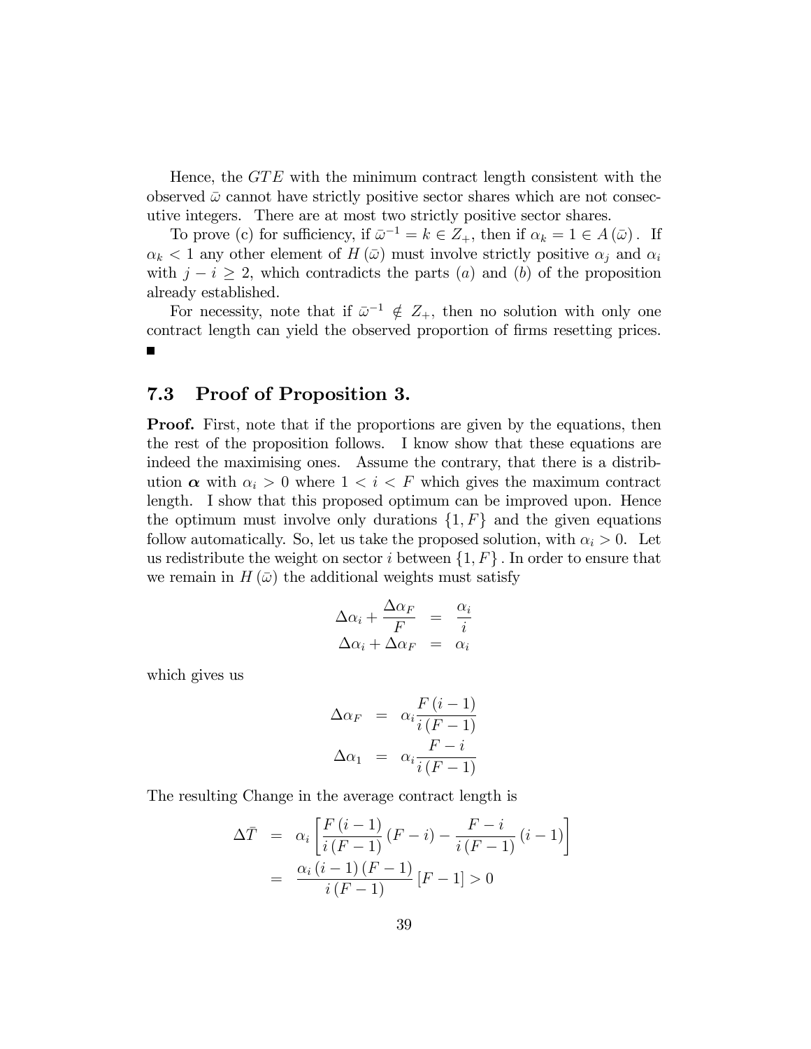Hence, the $GTE$ with the minimum contract length consistent with the observed $\bar{\omega}$ cannot have strictly positive sector shares which are not consecutive integers. There are at most two strictly positive sector shares.

To prove (c) for sufficiency, if $\bar{\omega}^{-1} = k \in Z_+$, then if $\alpha_k = 1 \in A(\bar{\omega})$. If $\alpha_k < 1$ any other element of $H(\bar{\omega})$ must involve strictly positive $\alpha_j$ and $\alpha_i$ with $j - i \geq 2$, which contradicts the parts $(a)$ and $(b)$ of the proposition already established.

For necessity, note that if $\bar{\omega}^{-1} \notin Z_+$, then no solution with only one contract length can yield the observed proportion of firms resetting prices. ■

## 7.3 Proof of Proposition 3.

**Proof.** First, note that if the proportions are given by the equations, then the rest of the proposition follows. I know show that these equations are indeed the maximising ones. Assume the contrary, that there is a distribution $\boldsymbol{\alpha}$ with $\alpha_i > 0$ where $1 < i < F$ which gives the maximum contract length. I show that this proposed optimum can be improved upon. Hence the optimum must involve only durations $\{1, F\}$ and the given equations follow automatically. So, let us take the proposed solution, with $\alpha_i > 0$. Let us redistribute the weight on sector $i$ between $\{1, F\}$. In order to ensure that we remain in $H(\bar{\omega})$ the additional weights must satisfy

$$
\begin{aligned}
\Delta\alpha_i + \frac{\Delta\alpha_F}{F} &= \frac{\alpha_i}{i} \\
\Delta\alpha_i + \Delta\alpha_F &= \alpha_i
\end{aligned}
$$

which gives us

$$
\begin{aligned}
\Delta\alpha_F &= \alpha_i \frac{F(i-1)}{i(F-1)} \\
\Delta\alpha_1 &= \alpha_i \frac{F-i}{i(F-1)}
\end{aligned}
$$

The resulting Change in the average contract length is

$$
\begin{aligned}
\Delta\bar{T} &= \alpha_i \left[ \frac{F(i-1)}{i(F-1)}(F-i) - \frac{F-i}{i(F-1)}(i-1) \right] \\
&= \frac{\alpha_i (i-1)(F-1)}{i(F-1)} [F-1] > 0
\end{aligned}
$$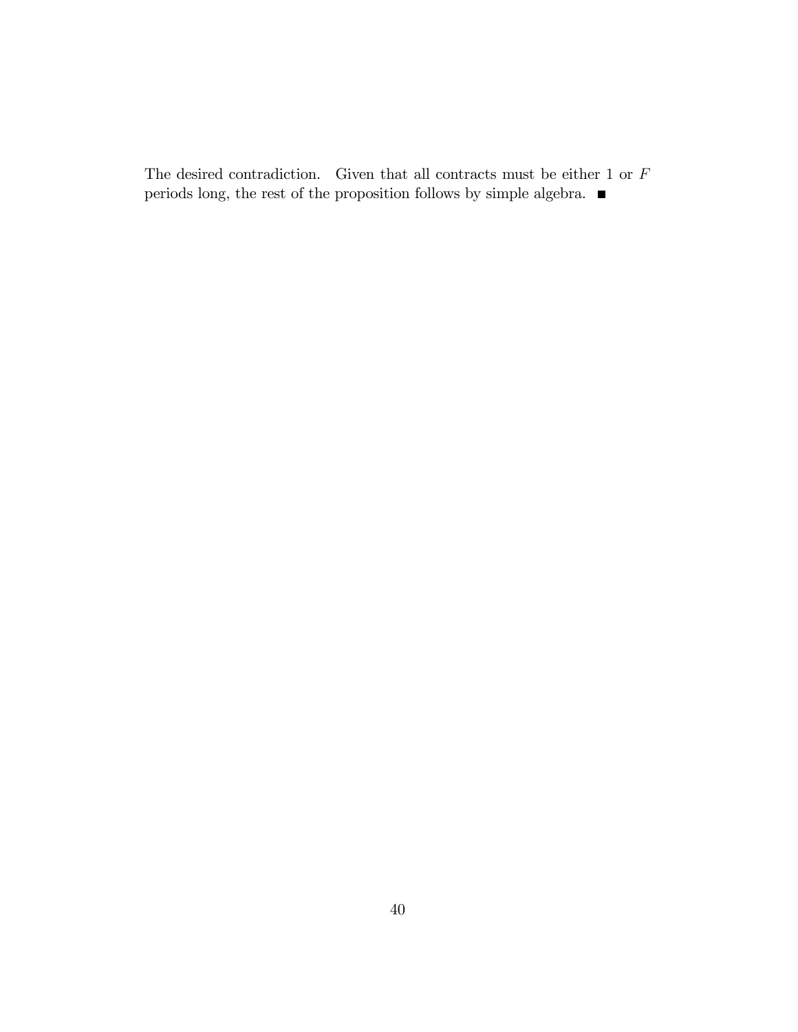The desired contradiction. Given that all contracts must be either 1 or $F$ periods long, the rest of the proposition follows by simple algebra. ∎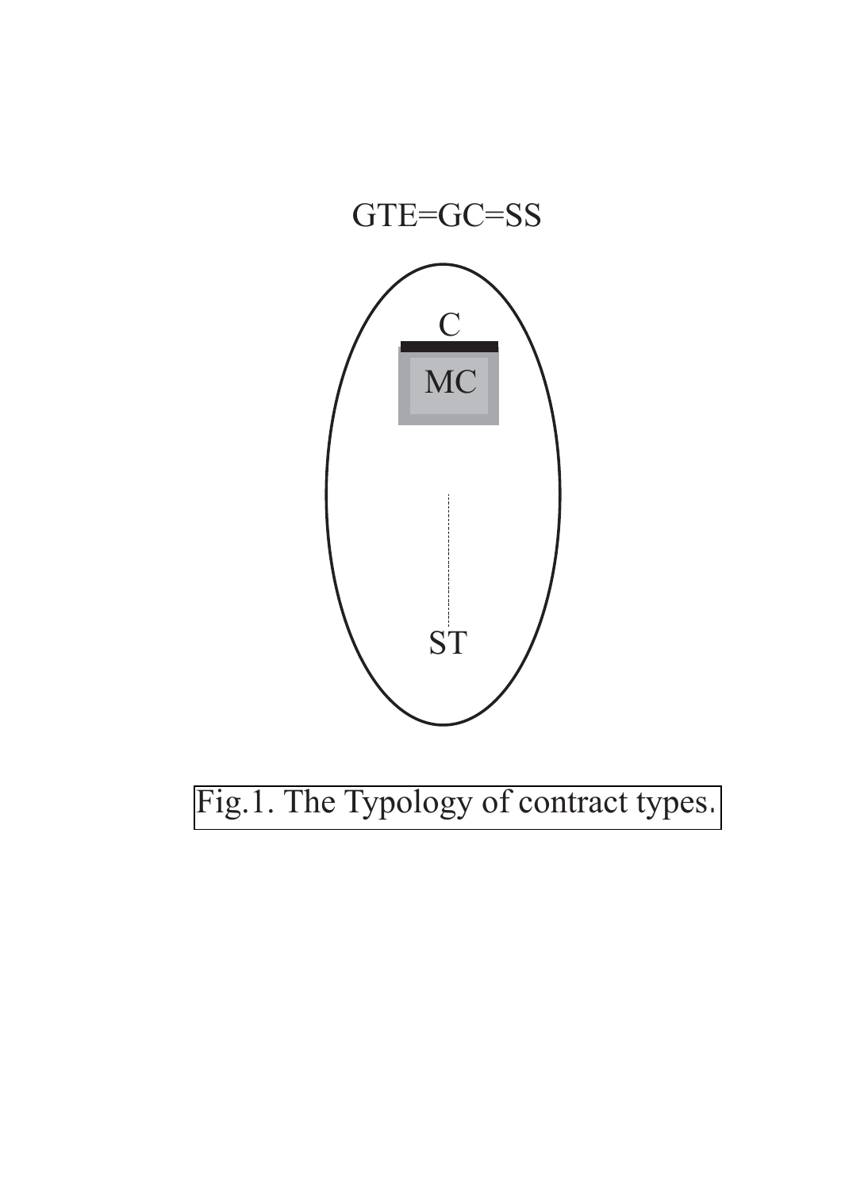GTE=GC=SS

C

MC

ST

Fig.1. The Typology of contract types.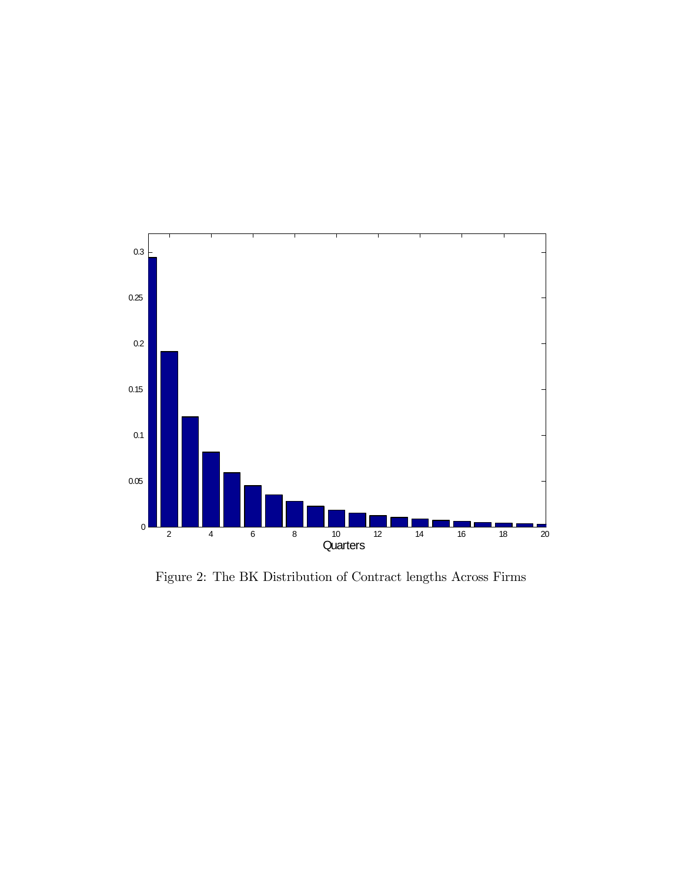Figure 2: The BK Distribution of Contract lengths Across Firms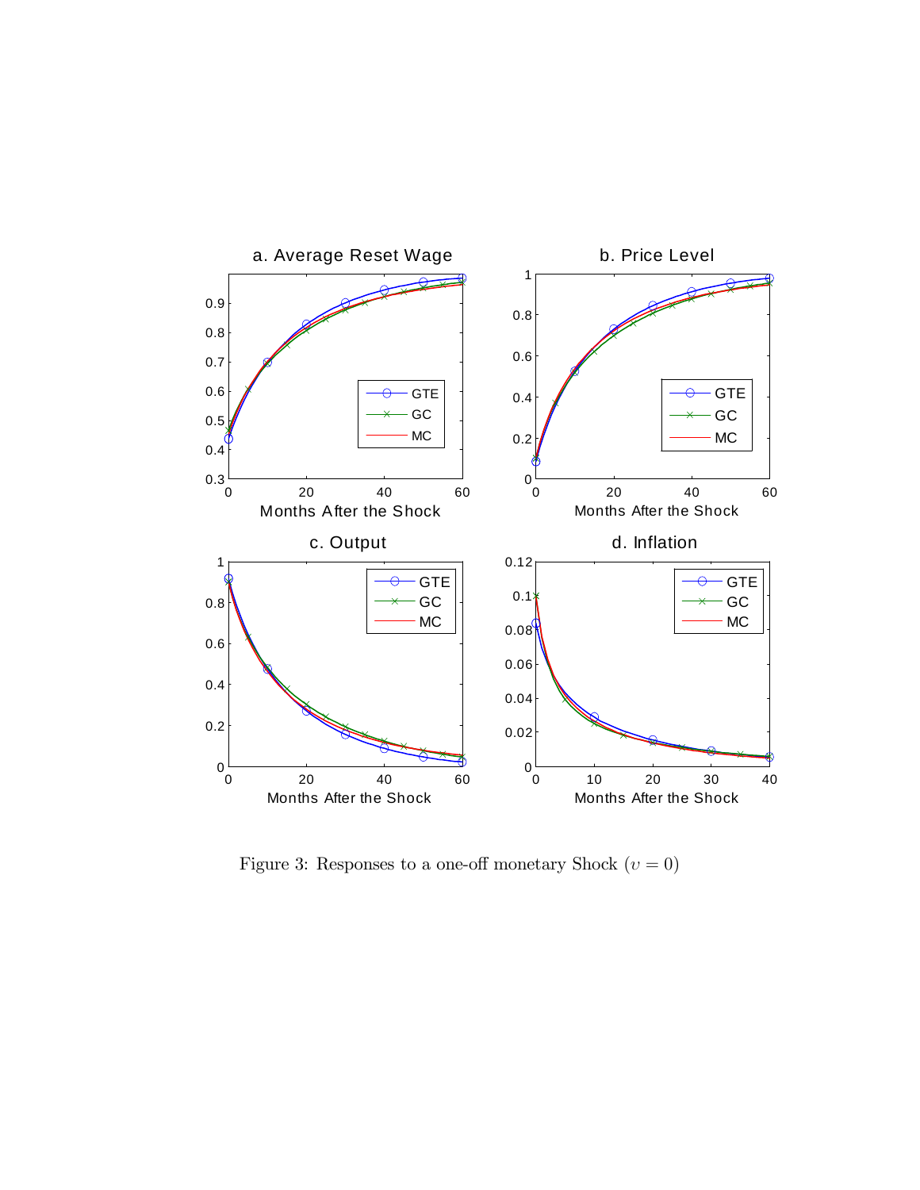Figure 3: Responses to a one-off monetary Shock ($\upsilon = 0$)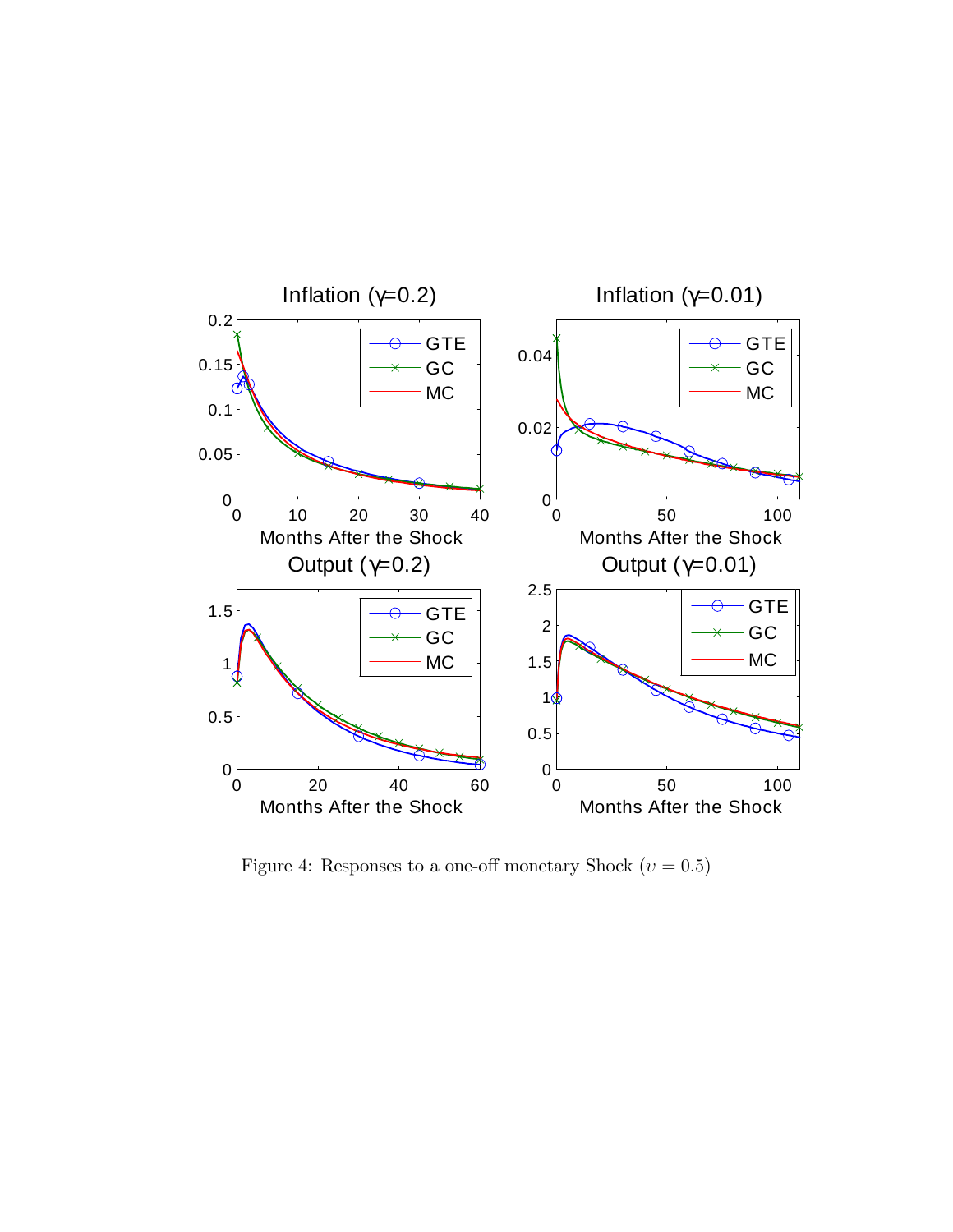Inflation (γ=0.2)

0.2
0.15
0.1
0.05
0

0 10 20 30 40

Months After the Shock

GTE
GC
MC

Inflation (γ=0.01)

0.04
0.02
0

0 50 100

Months After the Shock

GTE
GC
MC

Output (γ=0.2)

1.5
1
0.5
0

0 20 40 60

Months After the Shock

GTE
GC
MC

Output (γ=0.01)

2.5
2
1.5
1
0.5
0

0 50 100

Months After the Shock

GTE
GC
MC

Figure 4: Responses to a one-off monetary Shock ($\upsilon = 0.5$)